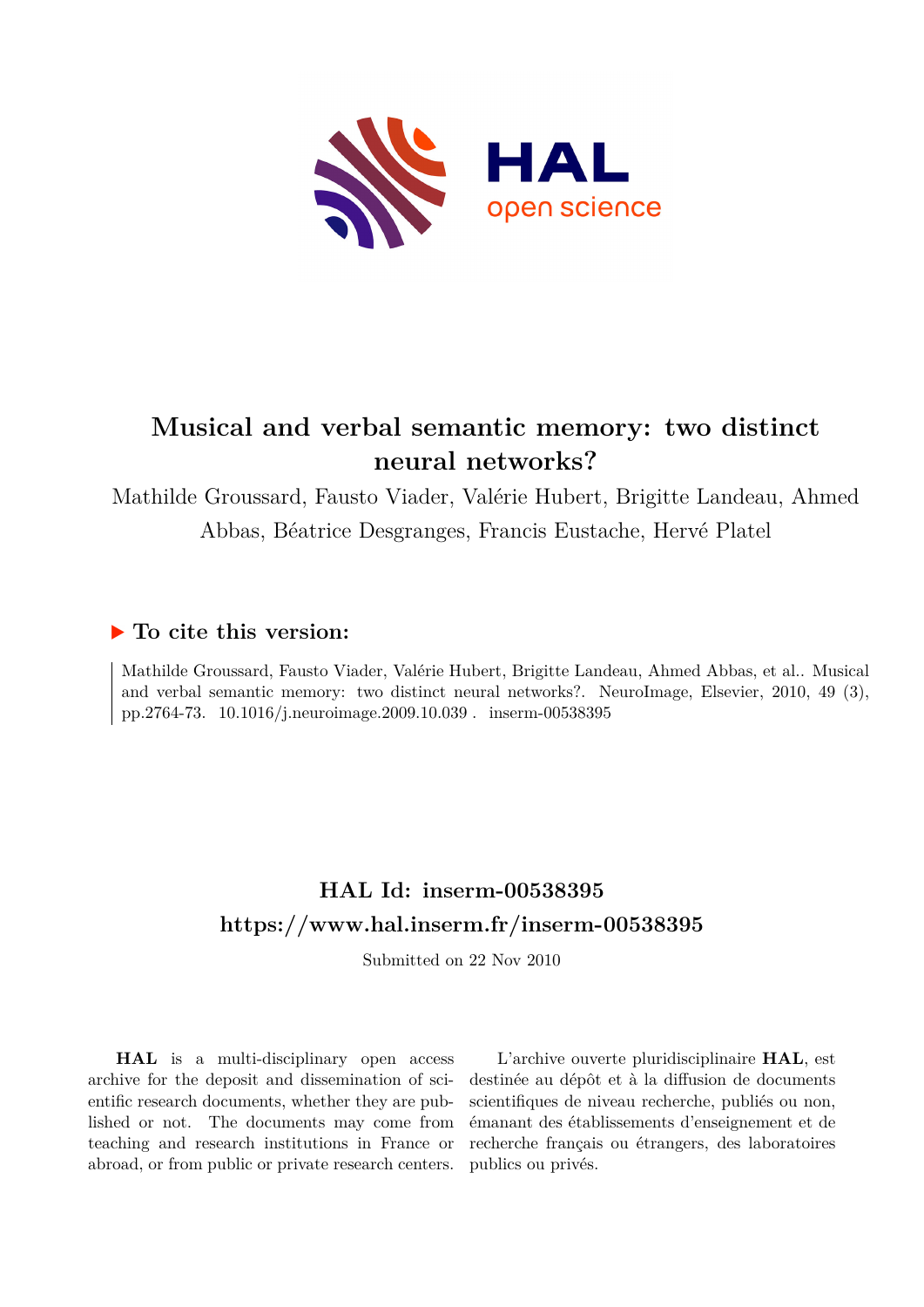# Musical and verbal semantic memory: two distinct neural networks?

Mathilde Groussard, Fausto Viader, Valérie Hubert, Brigitte Landeau, Ahmed Abbas, Béatrice Desgranges, Francis Eustache, Hervé Platel

## ▶ To cite this version:

Mathilde Groussard, Fausto Viader, Valérie Hubert, Brigitte Landeau, Ahmed Abbas, et al.. Musical and verbal semantic memory: two distinct neural networks?. NeuroImage, Elsevier, 2010, 49 (3), pp.2764-73. 10.1016/j.neuroimage.2009.10.039 . inserm-00538395

## HAL Id: inserm-00538395
## https://www.hal.inserm.fr/inserm-00538395

Submitted on 22 Nov 2010

**HAL** is a multi-disciplinary open access archive for the deposit and dissemination of scientific research documents, whether they are published or not. The documents may come from teaching and research institutions in France or abroad, or from public or private research centers.

L'archive ouverte pluridisciplinaire **HAL**, est destinée au dépôt et à la diffusion de documents scientifiques de niveau recherche, publiés ou non, émanant des établissements d'enseignement et de recherche français ou étrangers, des laboratoires publics ou privés.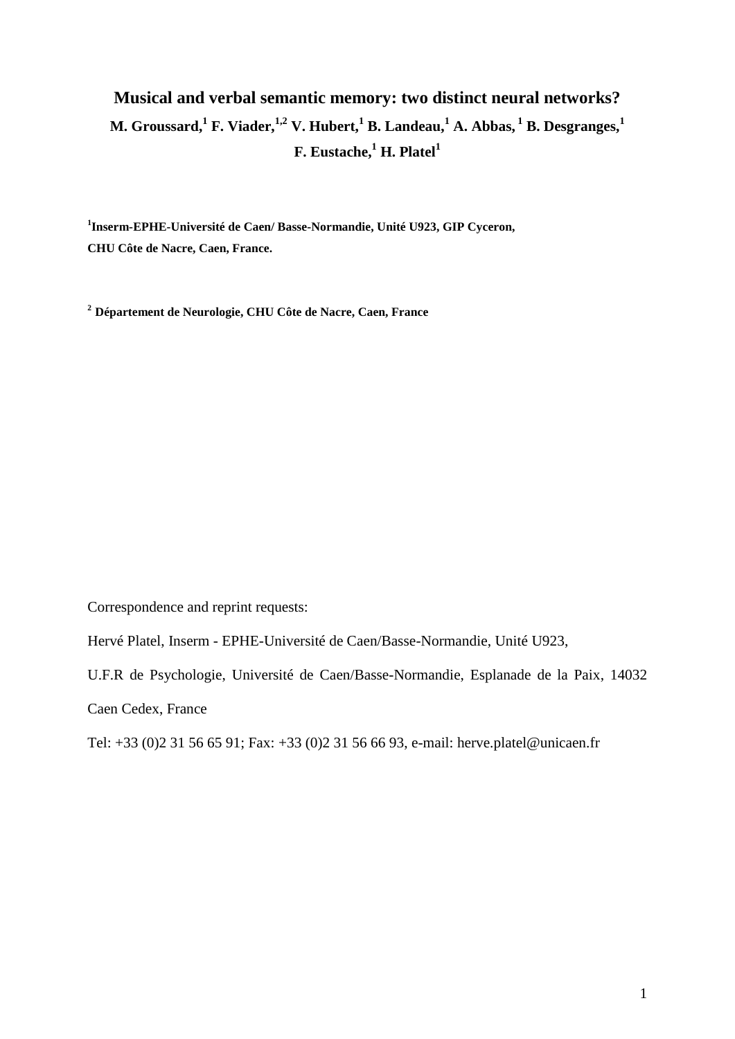# Musical and verbal semantic memory: two distinct neural networks?

**M. Groussard,[1] F. Viader,[1,2] V. Hubert,[1] B. Landeau,[1] A. Abbas, [1] B. Desgranges,[1] F. Eustache,[1] H. Platel[1]**

**[1]Inserm-EPHE-Université de Caen/ Basse-Normandie, Unité U923, GIP Cyceron, CHU Côte de Nacre, Caen, France.**

**[2] Département de Neurologie, CHU Côte de Nacre, Caen, France**

Correspondence and reprint requests:

Hervé Platel, Inserm - EPHE-Université de Caen/Basse-Normandie, Unité U923,

U.F.R de Psychologie, Université de Caen/Basse-Normandie, Esplanade de la Paix, 14032 Caen Cedex, France

Tel: +33 (0)2 31 56 65 91; Fax: +33 (0)2 31 56 66 93, e-mail: herve.platel@unicaen.fr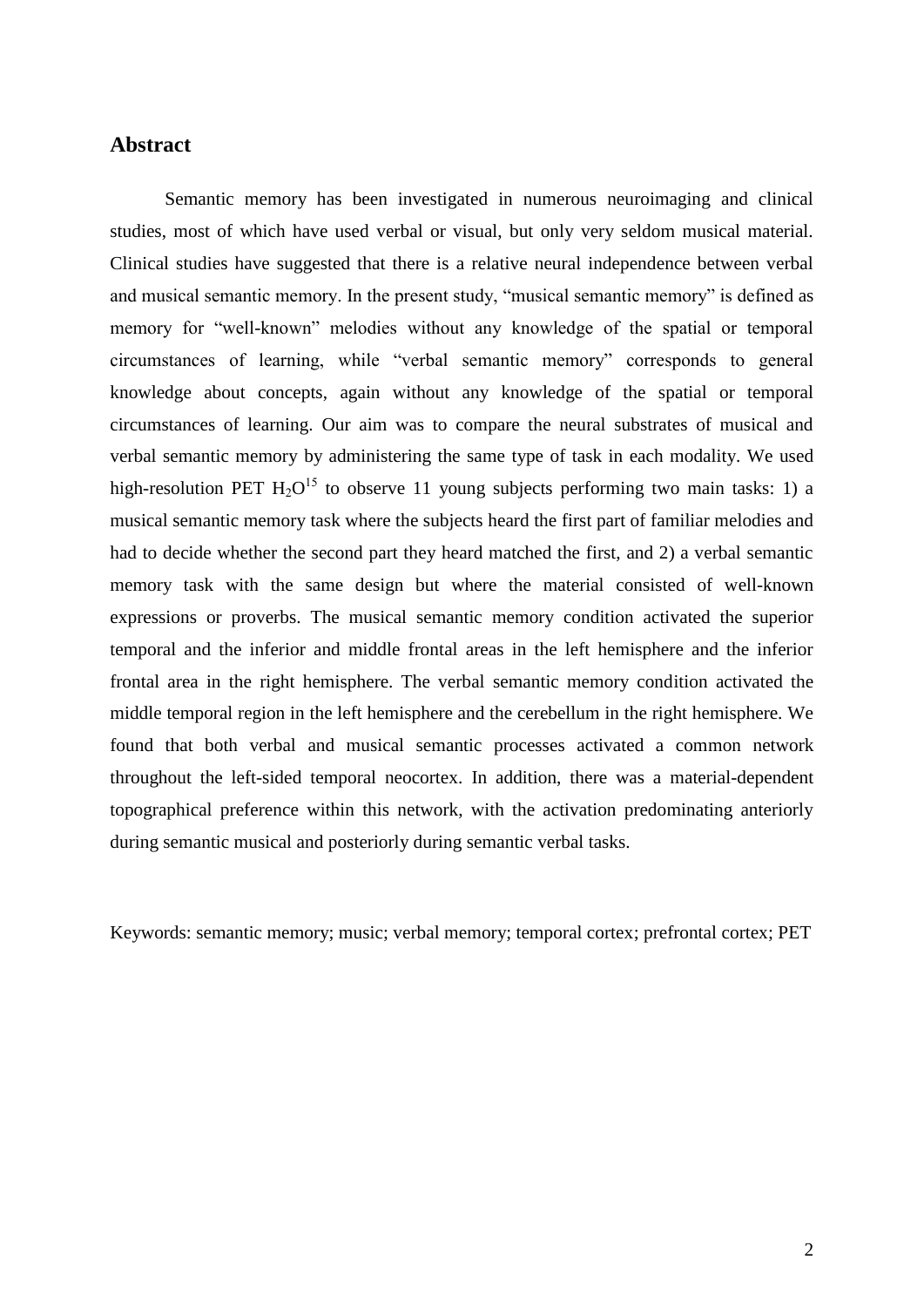## Abstract

Semantic memory has been investigated in numerous neuroimaging and clinical studies, most of which have used verbal or visual, but only very seldom musical material. Clinical studies have suggested that there is a relative neural independence between verbal and musical semantic memory. In the present study, "musical semantic memory" is defined as memory for "well-known" melodies without any knowledge of the spatial or temporal circumstances of learning, while "verbal semantic memory" corresponds to general knowledge about concepts, again without any knowledge of the spatial or temporal circumstances of learning. Our aim was to compare the neural substrates of musical and verbal semantic memory by administering the same type of task in each modality. We used high-resolution PET $H_2O^{15}$ to observe 11 young subjects performing two main tasks: 1) a musical semantic memory task where the subjects heard the first part of familiar melodies and had to decide whether the second part they heard matched the first, and 2) a verbal semantic memory task with the same design but where the material consisted of well-known expressions or proverbs. The musical semantic memory condition activated the superior temporal and the inferior and middle frontal areas in the left hemisphere and the inferior frontal area in the right hemisphere. The verbal semantic memory condition activated the middle temporal region in the left hemisphere and the cerebellum in the right hemisphere. We found that both verbal and musical semantic processes activated a common network throughout the left-sided temporal neocortex. In addition, there was a material-dependent topographical preference within this network, with the activation predominating anteriorly during semantic musical and posteriorly during semantic verbal tasks.

Keywords: semantic memory; music; verbal memory; temporal cortex; prefrontal cortex; PET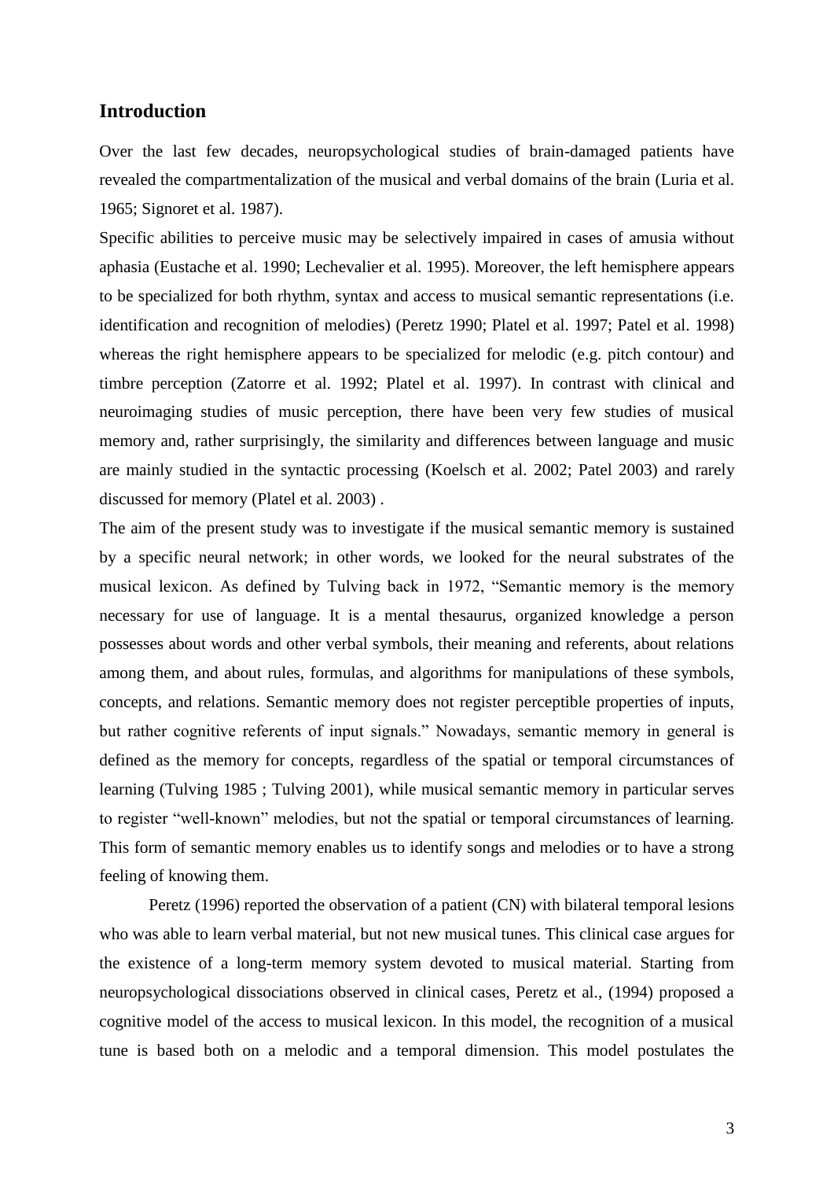## Introduction

Over the last few decades, neuropsychological studies of brain-damaged patients have revealed the compartmentalization of the musical and verbal domains of the brain (Luria et al. 1965; Signoret et al. 1987).

Specific abilities to perceive music may be selectively impaired in cases of amusia without aphasia (Eustache et al. 1990; Lechevalier et al. 1995). Moreover, the left hemisphere appears to be specialized for both rhythm, syntax and access to musical semantic representations (i.e. identification and recognition of melodies) (Peretz 1990; Platel et al. 1997; Patel et al. 1998) whereas the right hemisphere appears to be specialized for melodic (e.g. pitch contour) and timbre perception (Zatorre et al. 1992; Platel et al. 1997). In contrast with clinical and neuroimaging studies of music perception, there have been very few studies of musical memory and, rather surprisingly, the similarity and differences between language and music are mainly studied in the syntactic processing (Koelsch et al. 2002; Patel 2003) and rarely discussed for memory (Platel et al. 2003) .

The aim of the present study was to investigate if the musical semantic memory is sustained by a specific neural network; in other words, we looked for the neural substrates of the musical lexicon. As defined by Tulving back in 1972, "Semantic memory is the memory necessary for use of language. It is a mental thesaurus, organized knowledge a person possesses about words and other verbal symbols, their meaning and referents, about relations among them, and about rules, formulas, and algorithms for manipulations of these symbols, concepts, and relations. Semantic memory does not register perceptible properties of inputs, but rather cognitive referents of input signals." Nowadays, semantic memory in general is defined as the memory for concepts, regardless of the spatial or temporal circumstances of learning (Tulving 1985 ; Tulving 2001), while musical semantic memory in particular serves to register "well-known" melodies, but not the spatial or temporal circumstances of learning. This form of semantic memory enables us to identify songs and melodies or to have a strong feeling of knowing them.

Peretz (1996) reported the observation of a patient (CN) with bilateral temporal lesions who was able to learn verbal material, but not new musical tunes. This clinical case argues for the existence of a long-term memory system devoted to musical material. Starting from neuropsychological dissociations observed in clinical cases, Peretz et al., (1994) proposed a cognitive model of the access to musical lexicon. In this model, the recognition of a musical tune is based both on a melodic and a temporal dimension. This model postulates the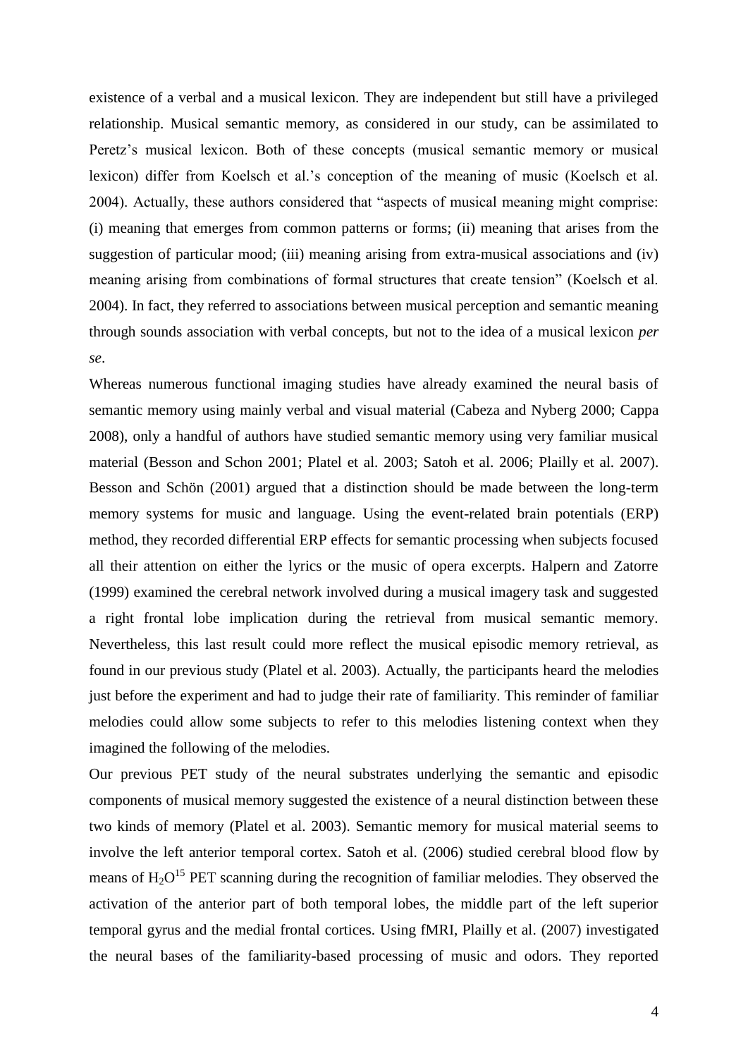existence of a verbal and a musical lexicon. They are independent but still have a privileged relationship. Musical semantic memory, as considered in our study, can be assimilated to Peretz's musical lexicon. Both of these concepts (musical semantic memory or musical lexicon) differ from Koelsch et al.'s conception of the meaning of music (Koelsch et al. 2004). Actually, these authors considered that "aspects of musical meaning might comprise: (i) meaning that emerges from common patterns or forms; (ii) meaning that arises from the suggestion of particular mood; (iii) meaning arising from extra-musical associations and (iv) meaning arising from combinations of formal structures that create tension" (Koelsch et al. 2004). In fact, they referred to associations between musical perception and semantic meaning through sounds association with verbal concepts, but not to the idea of a musical lexicon *per se*.

Whereas numerous functional imaging studies have already examined the neural basis of semantic memory using mainly verbal and visual material (Cabeza and Nyberg 2000; Cappa 2008), only a handful of authors have studied semantic memory using very familiar musical material (Besson and Schon 2001; Platel et al. 2003; Satoh et al. 2006; Plailly et al. 2007). Besson and Schön (2001) argued that a distinction should be made between the long-term memory systems for music and language. Using the event-related brain potentials (ERP) method, they recorded differential ERP effects for semantic processing when subjects focused all their attention on either the lyrics or the music of opera excerpts. Halpern and Zatorre (1999) examined the cerebral network involved during a musical imagery task and suggested a right frontal lobe implication during the retrieval from musical semantic memory. Nevertheless, this last result could more reflect the musical episodic memory retrieval, as found in our previous study (Platel et al. 2003). Actually, the participants heard the melodies just before the experiment and had to judge their rate of familiarity. This reminder of familiar melodies could allow some subjects to refer to this melodies listening context when they imagined the following of the melodies.

Our previous PET study of the neural substrates underlying the semantic and episodic components of musical memory suggested the existence of a neural distinction between these two kinds of memory (Platel et al. 2003). Semantic memory for musical material seems to involve the left anterior temporal cortex. Satoh et al. (2006) studied cerebral blood flow by means of $H_2O^{15}$ PET scanning during the recognition of familiar melodies. They observed the activation of the anterior part of both temporal lobes, the middle part of the left superior temporal gyrus and the medial frontal cortices. Using fMRI, Plailly et al. (2007) investigated the neural bases of the familiarity-based processing of music and odors. They reported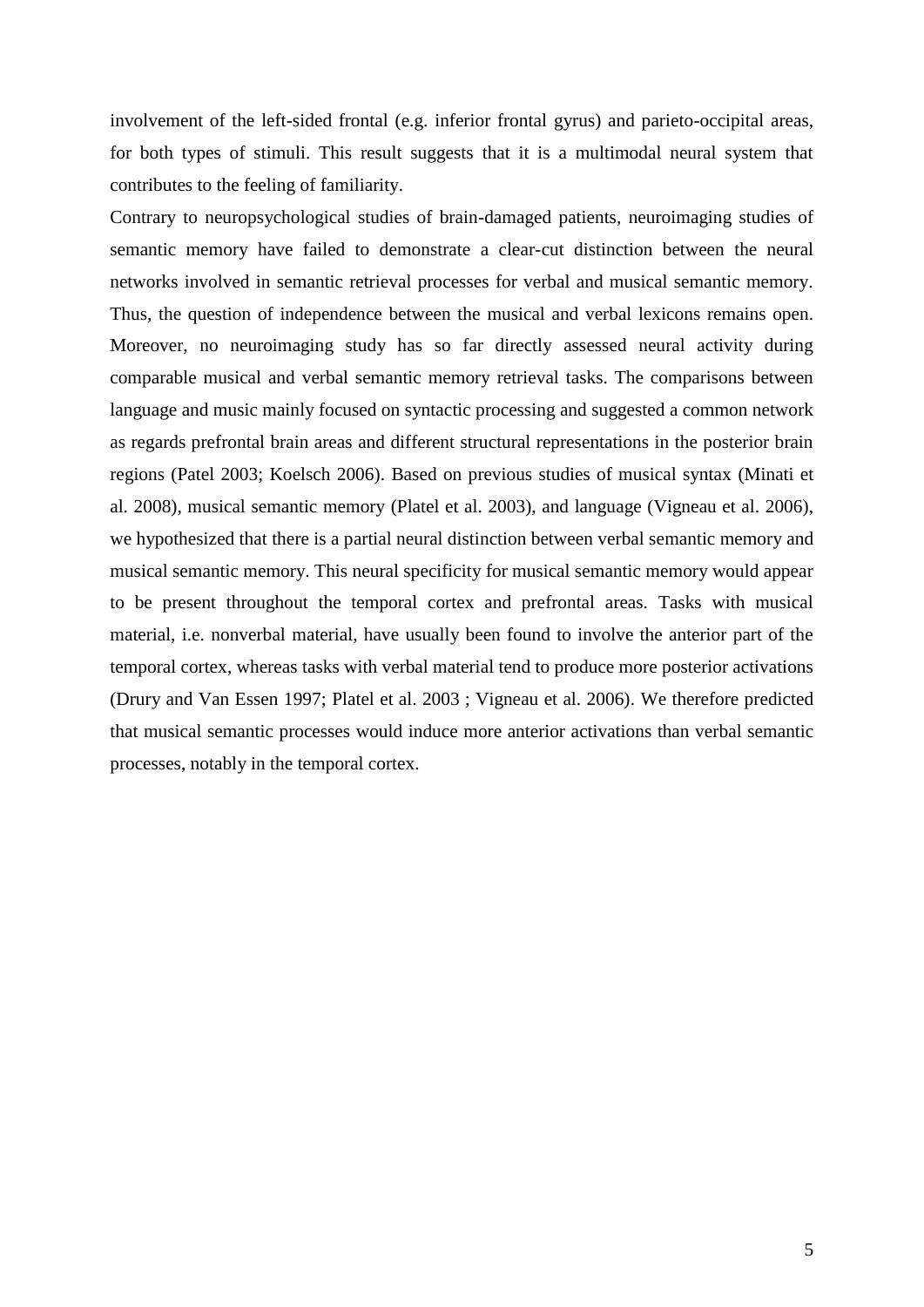involvement of the left-sided frontal (e.g. inferior frontal gyrus) and parieto-occipital areas, for both types of stimuli. This result suggests that it is a multimodal neural system that contributes to the feeling of familiarity.

Contrary to neuropsychological studies of brain-damaged patients, neuroimaging studies of semantic memory have failed to demonstrate a clear-cut distinction between the neural networks involved in semantic retrieval processes for verbal and musical semantic memory. Thus, the question of independence between the musical and verbal lexicons remains open. Moreover, no neuroimaging study has so far directly assessed neural activity during comparable musical and verbal semantic memory retrieval tasks. The comparisons between language and music mainly focused on syntactic processing and suggested a common network as regards prefrontal brain areas and different structural representations in the posterior brain regions (Patel 2003; Koelsch 2006). Based on previous studies of musical syntax (Minati et al. 2008), musical semantic memory (Platel et al. 2003), and language (Vigneau et al. 2006), we hypothesized that there is a partial neural distinction between verbal semantic memory and musical semantic memory. This neural specificity for musical semantic memory would appear to be present throughout the temporal cortex and prefrontal areas. Tasks with musical material, i.e. nonverbal material, have usually been found to involve the anterior part of the temporal cortex, whereas tasks with verbal material tend to produce more posterior activations (Drury and Van Essen 1997; Platel et al. 2003 ; Vigneau et al. 2006). We therefore predicted that musical semantic processes would induce more anterior activations than verbal semantic processes, notably in the temporal cortex.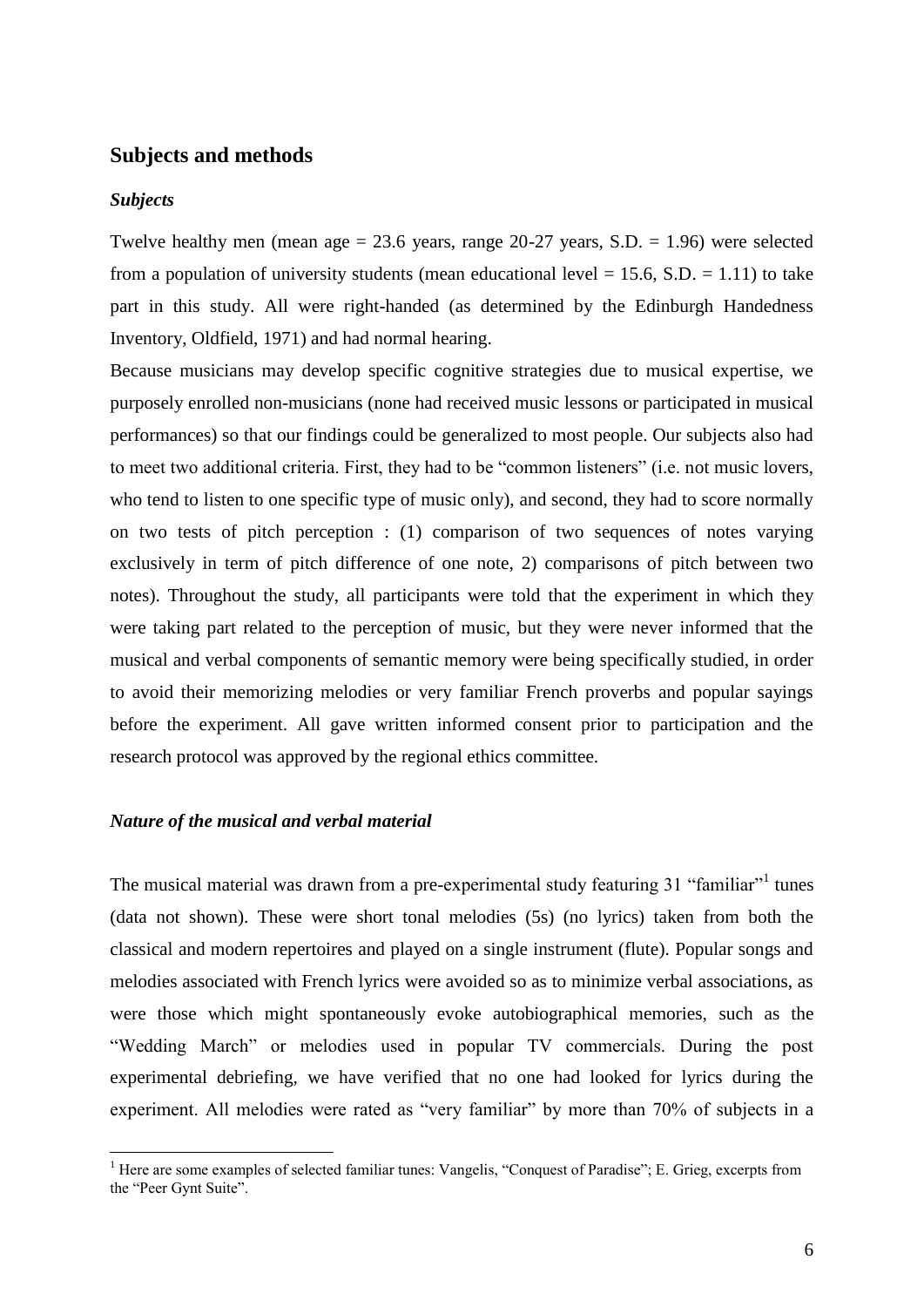## Subjects and methods

### *Subjects*

Twelve healthy men (mean age = 23.6 years, range 20-27 years, S.D. = 1.96) were selected from a population of university students (mean educational level = 15.6, S.D. = 1.11) to take part in this study. All were right-handed (as determined by the Edinburgh Handedness Inventory, Oldfield, 1971) and had normal hearing.

Because musicians may develop specific cognitive strategies due to musical expertise, we purposely enrolled non-musicians (none had received music lessons or participated in musical performances) so that our findings could be generalized to most people. Our subjects also had to meet two additional criteria. First, they had to be "common listeners" (i.e. not music lovers, who tend to listen to one specific type of music only), and second, they had to score normally on two tests of pitch perception : (1) comparison of two sequences of notes varying exclusively in term of pitch difference of one note, 2) comparisons of pitch between two notes). Throughout the study, all participants were told that the experiment in which they were taking part related to the perception of music, but they were never informed that the musical and verbal components of semantic memory were being specifically studied, in order to avoid their memorizing melodies or very familiar French proverbs and popular sayings before the experiment. All gave written informed consent prior to participation and the research protocol was approved by the regional ethics committee.

### *Nature of the musical and verbal material*

The musical material was drawn from a pre-experimental study featuring 31 "familiar"[1] tunes (data not shown). These were short tonal melodies (5s) (no lyrics) taken from both the classical and modern repertoires and played on a single instrument (flute). Popular songs and melodies associated with French lyrics were avoided so as to minimize verbal associations, as were those which might spontaneously evoke autobiographical memories, such as the "Wedding March" or melodies used in popular TV commercials. During the post experimental debriefing, we have verified that no one had looked for lyrics during the experiment. All melodies were rated as "very familiar" by more than 70% of subjects in a

[1] Here are some examples of selected familiar tunes: Vangelis, "Conquest of Paradise"; E. Grieg, excerpts from the "Peer Gynt Suite".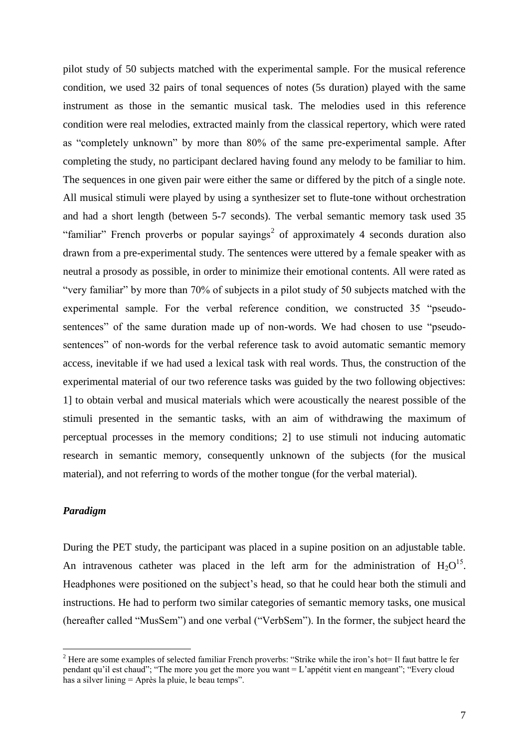pilot study of 50 subjects matched with the experimental sample. For the musical reference condition, we used 32 pairs of tonal sequences of notes (5s duration) played with the same instrument as those in the semantic musical task. The melodies used in this reference condition were real melodies, extracted mainly from the classical repertory, which were rated as "completely unknown" by more than 80% of the same pre-experimental sample. After completing the study, no participant declared having found any melody to be familiar to him. The sequences in one given pair were either the same or differed by the pitch of a single note. All musical stimuli were played by using a synthesizer set to flute-tone without orchestration and had a short length (between 5-7 seconds). The verbal semantic memory task used 35 "familiar" French proverbs or popular sayings[2] of approximately 4 seconds duration also drawn from a pre-experimental study. The sentences were uttered by a female speaker with as neutral a prosody as possible, in order to minimize their emotional contents. All were rated as "very familiar" by more than 70% of subjects in a pilot study of 50 subjects matched with the experimental sample. For the verbal reference condition, we constructed 35 "pseudo-sentences" of the same duration made up of non-words. We had chosen to use "pseudo-sentences" of non-words for the verbal reference task to avoid automatic semantic memory access, inevitable if we had used a lexical task with real words. Thus, the construction of the experimental material of our two reference tasks was guided by the two following objectives: 1] to obtain verbal and musical materials which were acoustically the nearest possible of the stimuli presented in the semantic tasks, with an aim of withdrawing the maximum of perceptual processes in the memory conditions; 2] to use stimuli not inducing automatic research in semantic memory, consequently unknown of the subjects (for the musical material), and not referring to words of the mother tongue (for the verbal material).

### *Paradigm*

During the PET study, the participant was placed in a supine position on an adjustable table. An intravenous catheter was placed in the left arm for the administration of $H_2O^{15}$. Headphones were positioned on the subject's head, so that he could hear both the stimuli and instructions. He had to perform two similar categories of semantic memory tasks, one musical (hereafter called "MusSem") and one verbal ("VerbSem"). In the former, the subject heard the

[2] Here are some examples of selected familiar French proverbs: "Strike while the iron's hot= Il faut battre le fer pendant qu'il est chaud"; "The more you get the more you want = L'appétit vient en mangeant"; "Every cloud has a silver lining = Après la pluie, le beau temps".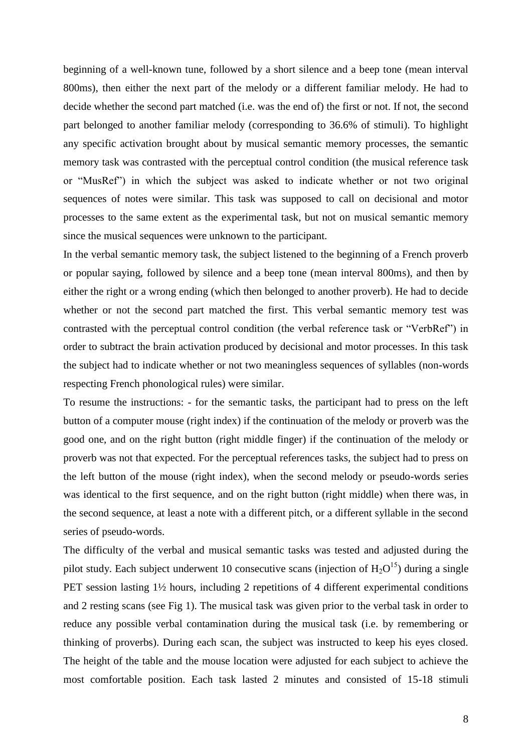beginning of a well-known tune, followed by a short silence and a beep tone (mean interval 800ms), then either the next part of the melody or a different familiar melody. He had to decide whether the second part matched (i.e. was the end of) the first or not. If not, the second part belonged to another familiar melody (corresponding to 36.6% of stimuli). To highlight any specific activation brought about by musical semantic memory processes, the semantic memory task was contrasted with the perceptual control condition (the musical reference task or "MusRef") in which the subject was asked to indicate whether or not two original sequences of notes were similar. This task was supposed to call on decisional and motor processes to the same extent as the experimental task, but not on musical semantic memory since the musical sequences were unknown to the participant.

In the verbal semantic memory task, the subject listened to the beginning of a French proverb or popular saying, followed by silence and a beep tone (mean interval 800ms), and then by either the right or a wrong ending (which then belonged to another proverb). He had to decide whether or not the second part matched the first. This verbal semantic memory test was contrasted with the perceptual control condition (the verbal reference task or "VerbRef") in order to subtract the brain activation produced by decisional and motor processes. In this task the subject had to indicate whether or not two meaningless sequences of syllables (non-words respecting French phonological rules) were similar.

To resume the instructions: - for the semantic tasks, the participant had to press on the left button of a computer mouse (right index) if the continuation of the melody or proverb was the good one, and on the right button (right middle finger) if the continuation of the melody or proverb was not that expected. For the perceptual references tasks, the subject had to press on the left button of the mouse (right index), when the second melody or pseudo-words series was identical to the first sequence, and on the right button (right middle) when there was, in the second sequence, at least a note with a different pitch, or a different syllable in the second series of pseudo-words.

The difficulty of the verbal and musical semantic tasks was tested and adjusted during the pilot study. Each subject underwent 10 consecutive scans (injection of $H_2O^{15}$) during a single PET session lasting 1½ hours, including 2 repetitions of 4 different experimental conditions and 2 resting scans (see Fig 1). The musical task was given prior to the verbal task in order to reduce any possible verbal contamination during the musical task (i.e. by remembering or thinking of proverbs). During each scan, the subject was instructed to keep his eyes closed. The height of the table and the mouse location were adjusted for each subject to achieve the most comfortable position. Each task lasted 2 minutes and consisted of 15-18 stimuli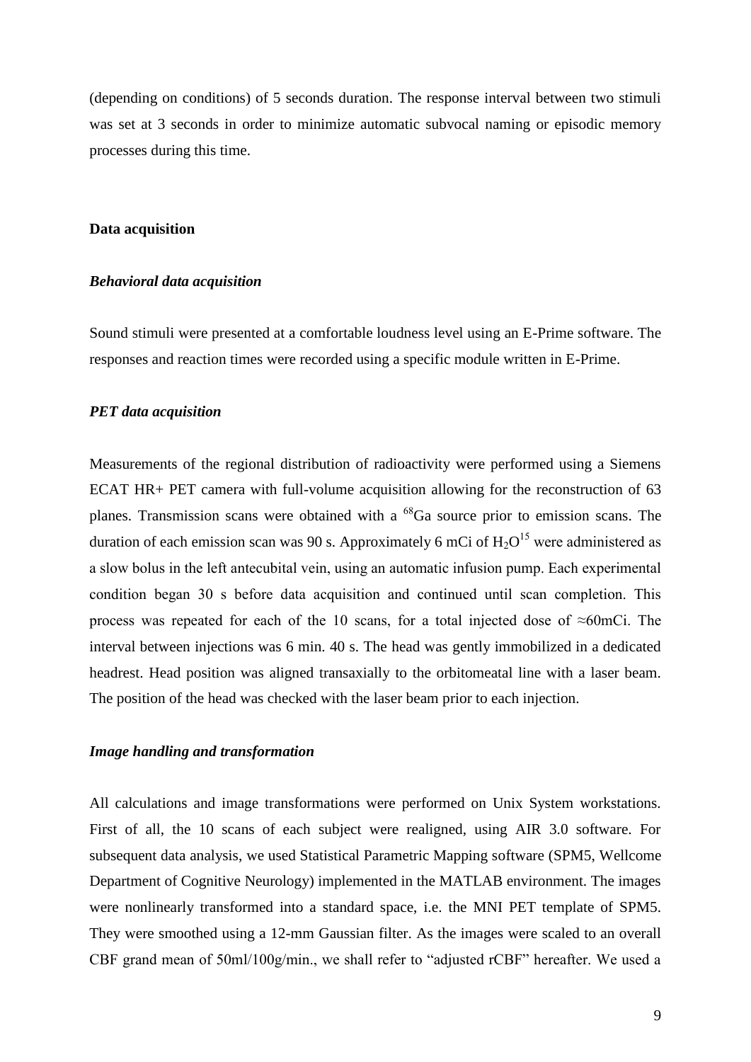(depending on conditions) of 5 seconds duration. The response interval between two stimuli was set at 3 seconds in order to minimize automatic subvocal naming or episodic memory processes during this time.

## Data acquisition

### *Behavioral data acquisition*

Sound stimuli were presented at a comfortable loudness level using an E-Prime software. The responses and reaction times were recorded using a specific module written in E-Prime.

### *PET data acquisition*

Measurements of the regional distribution of radioactivity were performed using a Siemens ECAT HR+ PET camera with full-volume acquisition allowing for the reconstruction of 63 planes. Transmission scans were obtained with a $^{68}$Ga source prior to emission scans. The duration of each emission scan was 90 s. Approximately 6 mCi of $H_2O^{15}$ were administered as a slow bolus in the left antecubital vein, using an automatic infusion pump. Each experimental condition began 30 s before data acquisition and continued until scan completion. This process was repeated for each of the 10 scans, for a total injected dose of ≈60mCi. The interval between injections was 6 min. 40 s. The head was gently immobilized in a dedicated headrest. Head position was aligned transaxially to the orbitomeatal line with a laser beam. The position of the head was checked with the laser beam prior to each injection.

### *Image handling and transformation*

All calculations and image transformations were performed on Unix System workstations. First of all, the 10 scans of each subject were realigned, using AIR 3.0 software. For subsequent data analysis, we used Statistical Parametric Mapping software (SPM5, Wellcome Department of Cognitive Neurology) implemented in the MATLAB environment. The images were nonlinearly transformed into a standard space, i.e. the MNI PET template of SPM5. They were smoothed using a 12-mm Gaussian filter. As the images were scaled to an overall CBF grand mean of 50ml/100g/min., we shall refer to "adjusted rCBF" hereafter. We used a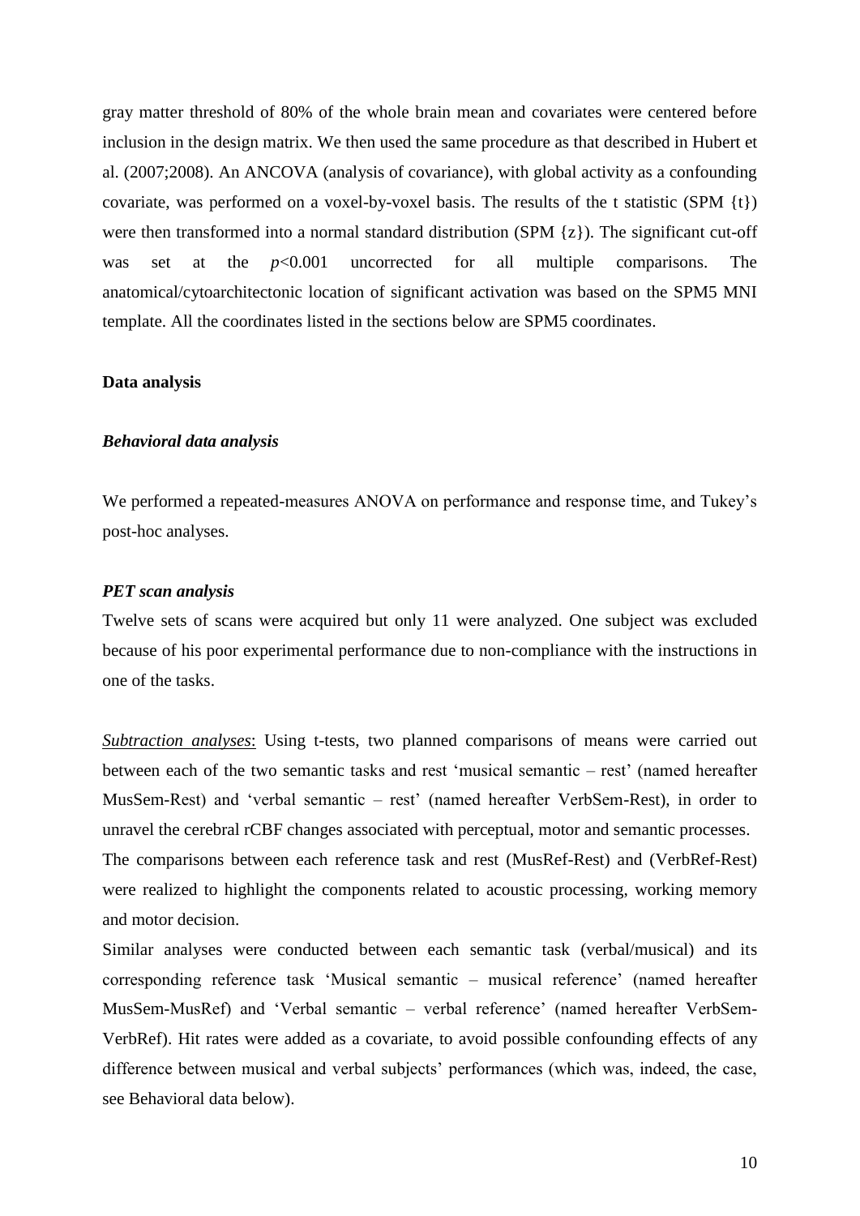gray matter threshold of 80% of the whole brain mean and covariates were centered before inclusion in the design matrix. We then used the same procedure as that described in Hubert et al. (2007;2008). An ANCOVA (analysis of covariance), with global activity as a confounding covariate, was performed on a voxel-by-voxel basis. The results of the t statistic (SPM {t}) were then transformed into a normal standard distribution (SPM {z}). The significant cut-off was set at the $p<0.001$ uncorrected for all multiple comparisons. The anatomical/cytoarchitectonic location of significant activation was based on the SPM5 MNI template. All the coordinates listed in the sections below are SPM5 coordinates.

**Data analysis**

***Behavioral data analysis***

We performed a repeated-measures ANOVA on performance and response time, and Tukey's post-hoc analyses.

***PET scan analysis***

Twelve sets of scans were acquired but only 11 were analyzed. One subject was excluded because of his poor experimental performance due to non-compliance with the instructions in one of the tasks.

<u>*Subtraction analyses*</u>: Using t-tests, two planned comparisons of means were carried out between each of the two semantic tasks and rest 'musical semantic – rest' (named hereafter MusSem-Rest) and 'verbal semantic – rest' (named hereafter VerbSem-Rest), in order to unravel the cerebral rCBF changes associated with perceptual, motor and semantic processes.

The comparisons between each reference task and rest (MusRef-Rest) and (VerbRef-Rest) were realized to highlight the components related to acoustic processing, working memory and motor decision.

Similar analyses were conducted between each semantic task (verbal/musical) and its corresponding reference task 'Musical semantic – musical reference' (named hereafter MusSem-MusRef) and 'Verbal semantic – verbal reference' (named hereafter VerbSem-VerbRef). Hit rates were added as a covariate, to avoid possible confounding effects of any difference between musical and verbal subjects' performances (which was, indeed, the case, see Behavioral data below).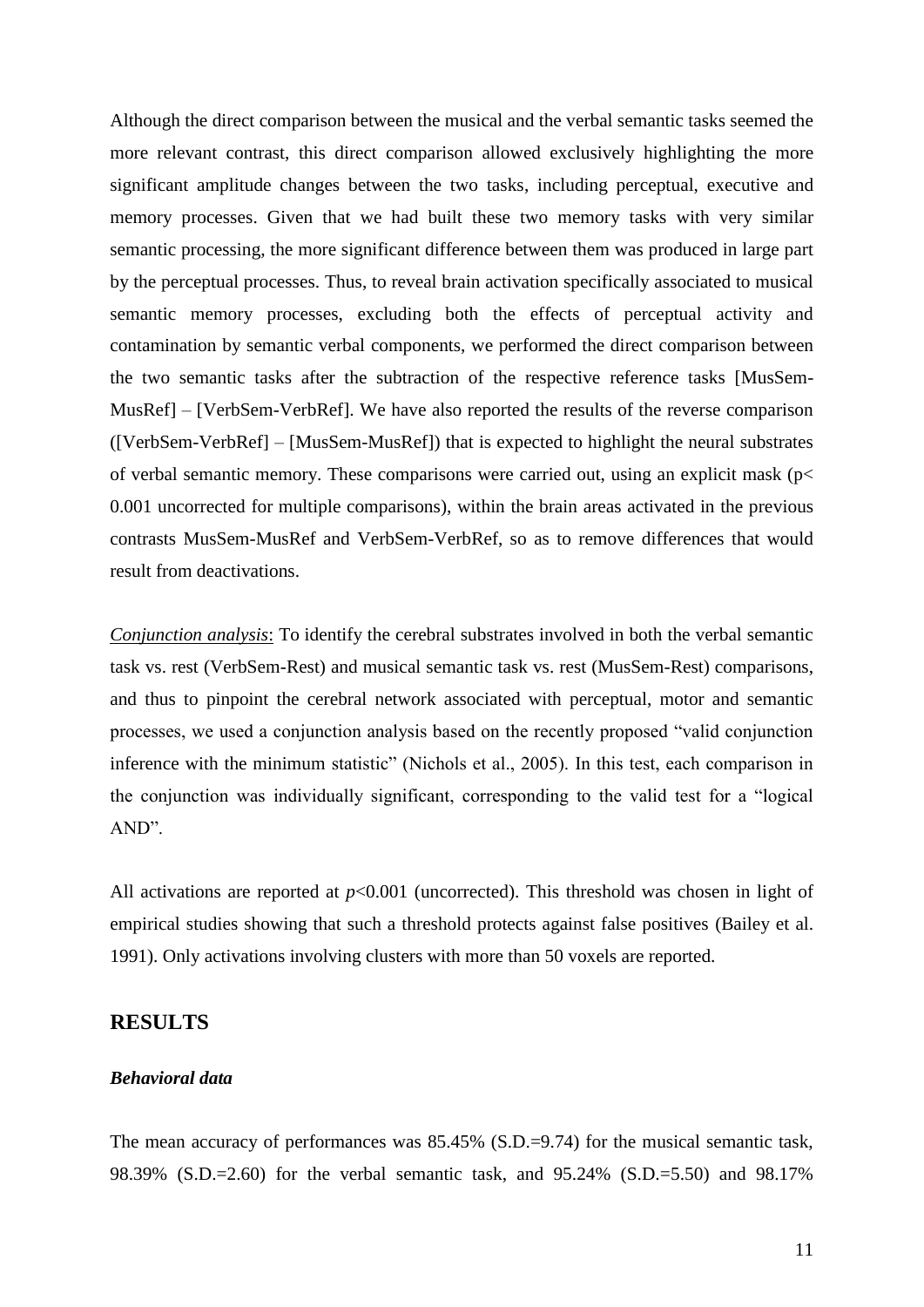Although the direct comparison between the musical and the verbal semantic tasks seemed the more relevant contrast, this direct comparison allowed exclusively highlighting the more significant amplitude changes between the two tasks, including perceptual, executive and memory processes. Given that we had built these two memory tasks with very similar semantic processing, the more significant difference between them was produced in large part by the perceptual processes. Thus, to reveal brain activation specifically associated to musical semantic memory processes, excluding both the effects of perceptual activity and contamination by semantic verbal components, we performed the direct comparison between the two semantic tasks after the subtraction of the respective reference tasks [MusSem-MusRef] – [VerbSem-VerbRef]. We have also reported the results of the reverse comparison ([VerbSem-VerbRef] – [MusSem-MusRef]) that is expected to highlight the neural substrates of verbal semantic memory. These comparisons were carried out, using an explicit mask ($p < 0.001$ uncorrected for multiple comparisons), within the brain areas activated in the previous contrasts MusSem-MusRef and VerbSem-VerbRef, so as to remove differences that would result from deactivations.

*Conjunction analysis*: To identify the cerebral substrates involved in both the verbal semantic task vs. rest (VerbSem-Rest) and musical semantic task vs. rest (MusSem-Rest) comparisons, and thus to pinpoint the cerebral network associated with perceptual, motor and semantic processes, we used a conjunction analysis based on the recently proposed "valid conjunction inference with the minimum statistic" (Nichols et al., 2005). In this test, each comparison in the conjunction was individually significant, corresponding to the valid test for a "logical AND".

All activations are reported at $p<0.001$ (uncorrected). This threshold was chosen in light of empirical studies showing that such a threshold protects against false positives (Bailey et al. 1991). Only activations involving clusters with more than 50 voxels are reported.

## RESULTS

### *Behavioral data*

The mean accuracy of performances was 85.45% (S.D.=9.74) for the musical semantic task, 98.39% (S.D.=2.60) for the verbal semantic task, and 95.24% (S.D.=5.50) and 98.17%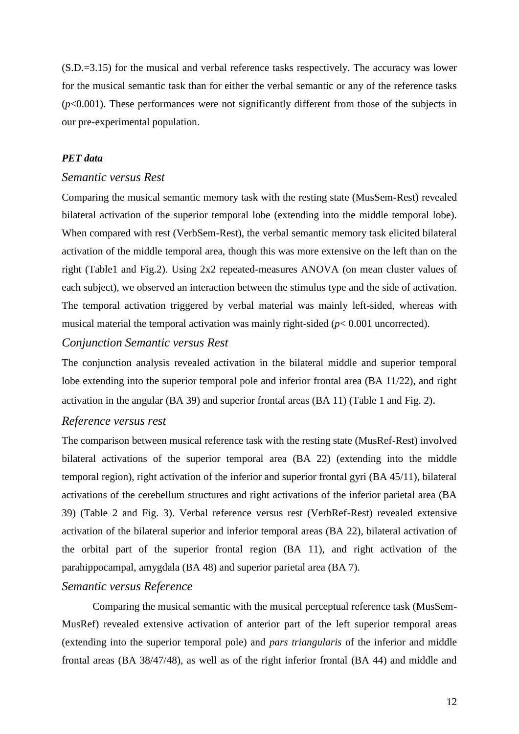(S.D.=3.15) for the musical and verbal reference tasks respectively. The accuracy was lower for the musical semantic task than for either the verbal semantic or any of the reference tasks ($p$<0.001). These performances were not significantly different from those of the subjects in our pre-experimental population.

***PET data***

### *Semantic versus Rest*

Comparing the musical semantic memory task with the resting state (MusSem-Rest) revealed bilateral activation of the superior temporal lobe (extending into the middle temporal lobe). When compared with rest (VerbSem-Rest), the verbal semantic memory task elicited bilateral activation of the middle temporal area, though this was more extensive on the left than on the right (Table1 and Fig.2). Using 2x2 repeated-measures ANOVA (on mean cluster values of each subject), we observed an interaction between the stimulus type and the side of activation. The temporal activation triggered by verbal material was mainly left-sided, whereas with musical material the temporal activation was mainly right-sided ($p$< 0.001 uncorrected).

### *Conjunction Semantic versus Rest*

The conjunction analysis revealed activation in the bilateral middle and superior temporal lobe extending into the superior temporal pole and inferior frontal area (BA 11/22), and right activation in the angular (BA 39) and superior frontal areas (BA 11) (Table 1 and Fig. 2).

### *Reference versus rest*

The comparison between musical reference task with the resting state (MusRef-Rest) involved bilateral activations of the superior temporal area (BA 22) (extending into the middle temporal region), right activation of the inferior and superior frontal gyri (BA 45/11), bilateral activations of the cerebellum structures and right activations of the inferior parietal area (BA 39) (Table 2 and Fig. 3). Verbal reference versus rest (VerbRef-Rest) revealed extensive activation of the bilateral superior and inferior temporal areas (BA 22), bilateral activation of the orbital part of the superior frontal region (BA 11), and right activation of the parahippocampal, amygdala (BA 48) and superior parietal area (BA 7).

### *Semantic versus Reference*

Comparing the musical semantic with the musical perceptual reference task (MusSem-MusRef) revealed extensive activation of anterior part of the left superior temporal areas (extending into the superior temporal pole) and *pars triangularis* of the inferior and middle frontal areas (BA 38/47/48), as well as of the right inferior frontal (BA 44) and middle and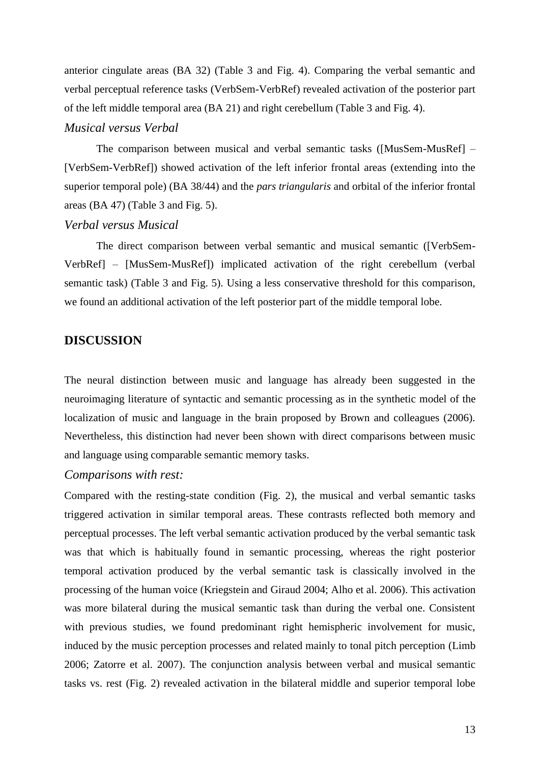anterior cingulate areas (BA 32) (Table 3 and Fig. 4). Comparing the verbal semantic and verbal perceptual reference tasks (VerbSem-VerbRef) revealed activation of the posterior part of the left middle temporal area (BA 21) and right cerebellum (Table 3 and Fig. 4).

### *Musical versus Verbal*

The comparison between musical and verbal semantic tasks ([MusSem-MusRef] – [VerbSem-VerbRef]) showed activation of the left inferior frontal areas (extending into the superior temporal pole) (BA 38/44) and the *pars triangularis* and orbital of the inferior frontal areas (BA 47) (Table 3 and Fig. 5).

### *Verbal versus Musical*

The direct comparison between verbal semantic and musical semantic ([VerbSem-VerbRef] – [MusSem-MusRef]) implicated activation of the right cerebellum (verbal semantic task) (Table 3 and Fig. 5). Using a less conservative threshold for this comparison, we found an additional activation of the left posterior part of the middle temporal lobe.

## DISCUSSION

The neural distinction between music and language has already been suggested in the neuroimaging literature of syntactic and semantic processing as in the synthetic model of the localization of music and language in the brain proposed by Brown and colleagues (2006). Nevertheless, this distinction had never been shown with direct comparisons between music and language using comparable semantic memory tasks.

### *Comparisons with rest:*

Compared with the resting-state condition (Fig. 2), the musical and verbal semantic tasks triggered activation in similar temporal areas. These contrasts reflected both memory and perceptual processes. The left verbal semantic activation produced by the verbal semantic task was that which is habitually found in semantic processing, whereas the right posterior temporal activation produced by the verbal semantic task is classically involved in the processing of the human voice (Kriegstein and Giraud 2004; Alho et al. 2006). This activation was more bilateral during the musical semantic task than during the verbal one. Consistent with previous studies, we found predominant right hemispheric involvement for music, induced by the music perception processes and related mainly to tonal pitch perception (Limb 2006; Zatorre et al. 2007). The conjunction analysis between verbal and musical semantic tasks vs. rest (Fig. 2) revealed activation in the bilateral middle and superior temporal lobe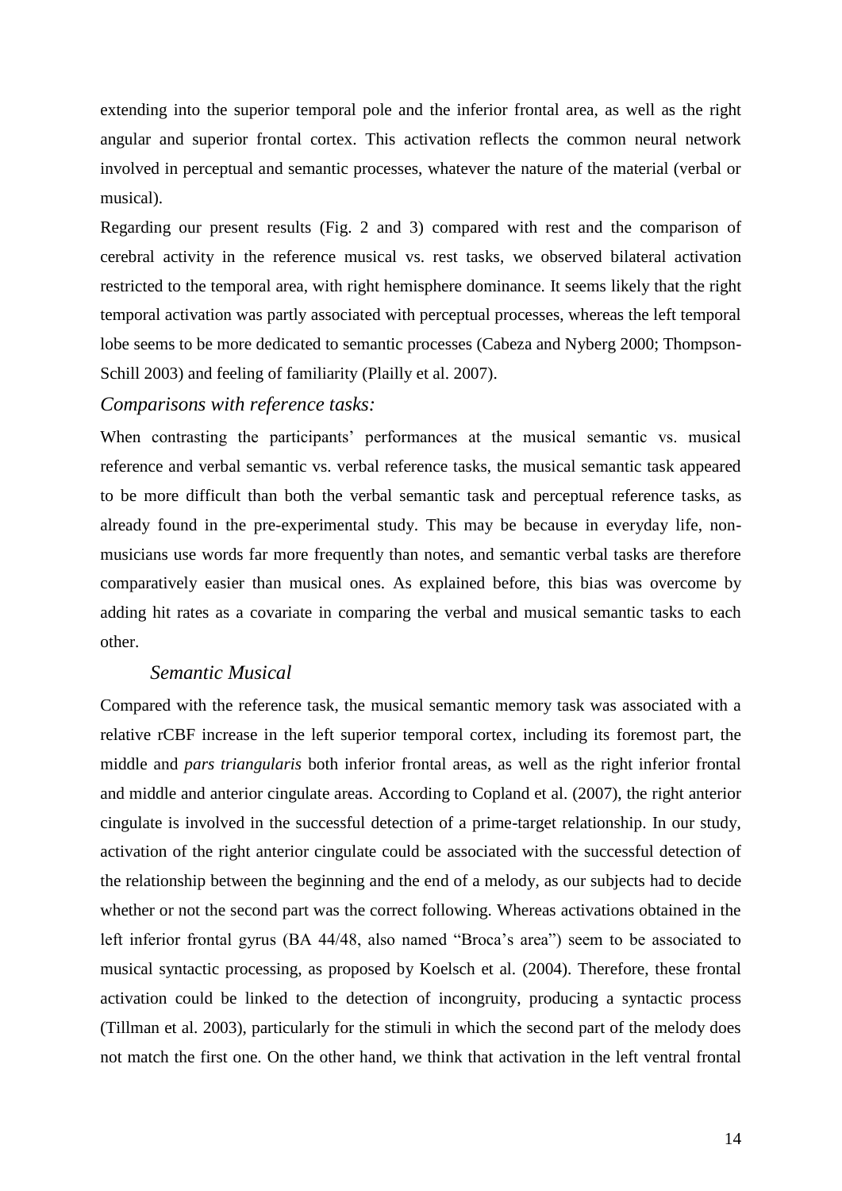extending into the superior temporal pole and the inferior frontal area, as well as the right angular and superior frontal cortex. This activation reflects the common neural network involved in perceptual and semantic processes, whatever the nature of the material (verbal or musical).

Regarding our present results (Fig. 2 and 3) compared with rest and the comparison of cerebral activity in the reference musical vs. rest tasks, we observed bilateral activation restricted to the temporal area, with right hemisphere dominance. It seems likely that the right temporal activation was partly associated with perceptual processes, whereas the left temporal lobe seems to be more dedicated to semantic processes (Cabeza and Nyberg 2000; Thompson-Schill 2003) and feeling of familiarity (Plailly et al. 2007).

### *Comparisons with reference tasks:*

When contrasting the participants' performances at the musical semantic vs. musical reference and verbal semantic vs. verbal reference tasks, the musical semantic task appeared to be more difficult than both the verbal semantic task and perceptual reference tasks, as already found in the pre-experimental study. This may be because in everyday life, non-musicians use words far more frequently than notes, and semantic verbal tasks are therefore comparatively easier than musical ones. As explained before, this bias was overcome by adding hit rates as a covariate in comparing the verbal and musical semantic tasks to each other.

#### *Semantic Musical*

Compared with the reference task, the musical semantic memory task was associated with a relative rCBF increase in the left superior temporal cortex, including its foremost part, the middle and *pars triangularis* both inferior frontal areas, as well as the right inferior frontal and middle and anterior cingulate areas. According to Copland et al. (2007), the right anterior cingulate is involved in the successful detection of a prime-target relationship. In our study, activation of the right anterior cingulate could be associated with the successful detection of the relationship between the beginning and the end of a melody, as our subjects had to decide whether or not the second part was the correct following. Whereas activations obtained in the left inferior frontal gyrus (BA 44/48, also named "Broca's area") seem to be associated to musical syntactic processing, as proposed by Koelsch et al. (2004). Therefore, these frontal activation could be linked to the detection of incongruity, producing a syntactic process (Tillman et al. 2003), particularly for the stimuli in which the second part of the melody does not match the first one. On the other hand, we think that activation in the left ventral frontal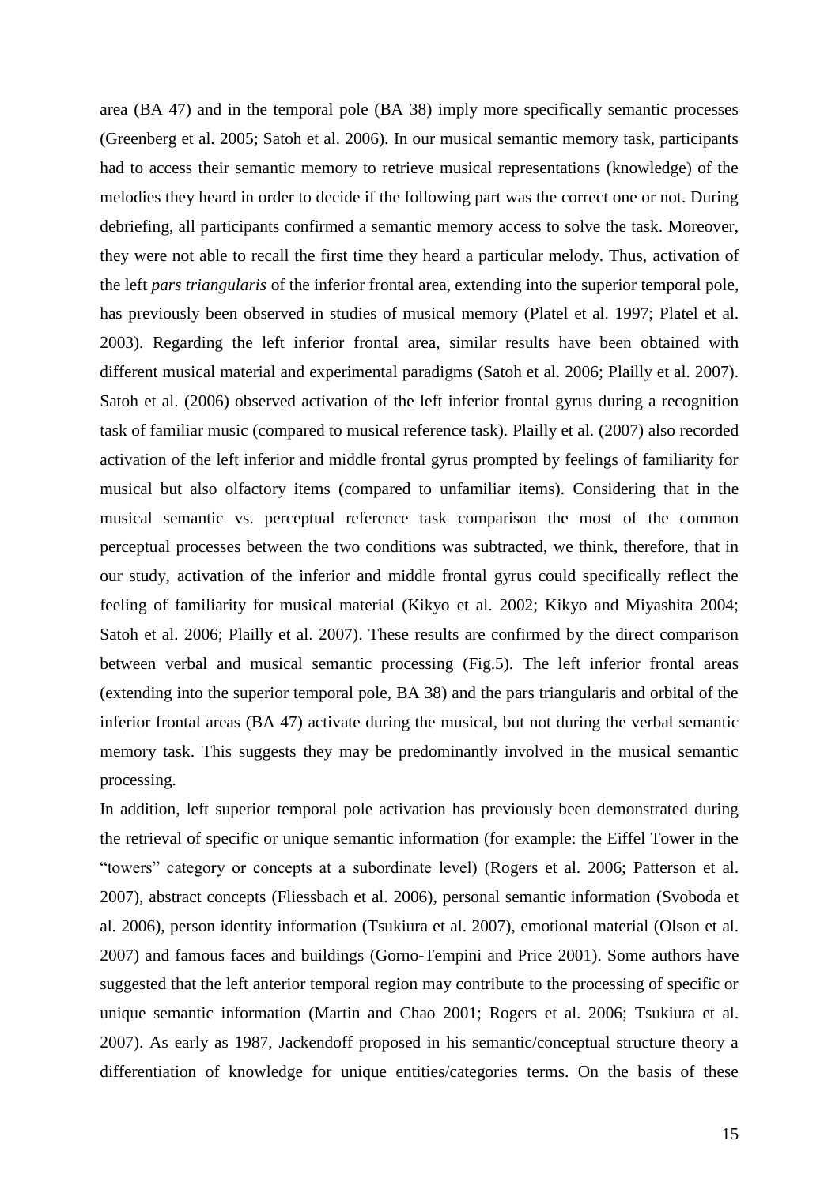area (BA 47) and in the temporal pole (BA 38) imply more specifically semantic processes (Greenberg et al. 2005; Satoh et al. 2006). In our musical semantic memory task, participants had to access their semantic memory to retrieve musical representations (knowledge) of the melodies they heard in order to decide if the following part was the correct one or not. During debriefing, all participants confirmed a semantic memory access to solve the task. Moreover, they were not able to recall the first time they heard a particular melody. Thus, activation of the left *pars triangularis* of the inferior frontal area, extending into the superior temporal pole, has previously been observed in studies of musical memory (Platel et al. 1997; Platel et al. 2003). Regarding the left inferior frontal area, similar results have been obtained with different musical material and experimental paradigms (Satoh et al. 2006; Plailly et al. 2007). Satoh et al. (2006) observed activation of the left inferior frontal gyrus during a recognition task of familiar music (compared to musical reference task). Plailly et al. (2007) also recorded activation of the left inferior and middle frontal gyrus prompted by feelings of familiarity for musical but also olfactory items (compared to unfamiliar items). Considering that in the musical semantic vs. perceptual reference task comparison the most of the common perceptual processes between the two conditions was subtracted, we think, therefore, that in our study, activation of the inferior and middle frontal gyrus could specifically reflect the feeling of familiarity for musical material (Kikyo et al. 2002; Kikyo and Miyashita 2004; Satoh et al. 2006; Plailly et al. 2007). These results are confirmed by the direct comparison between verbal and musical semantic processing (Fig.5). The left inferior frontal areas (extending into the superior temporal pole, BA 38) and the pars triangularis and orbital of the inferior frontal areas (BA 47) activate during the musical, but not during the verbal semantic memory task. This suggests they may be predominantly involved in the musical semantic processing.

In addition, left superior temporal pole activation has previously been demonstrated during the retrieval of specific or unique semantic information (for example: the Eiffel Tower in the "towers" category or concepts at a subordinate level) (Rogers et al. 2006; Patterson et al. 2007), abstract concepts (Fliessbach et al. 2006), personal semantic information (Svoboda et al. 2006), person identity information (Tsukiura et al. 2007), emotional material (Olson et al. 2007) and famous faces and buildings (Gorno-Tempini and Price 2001). Some authors have suggested that the left anterior temporal region may contribute to the processing of specific or unique semantic information (Martin and Chao 2001; Rogers et al. 2006; Tsukiura et al. 2007). As early as 1987, Jackendoff proposed in his semantic/conceptual structure theory a differentiation of knowledge for unique entities/categories terms. On the basis of these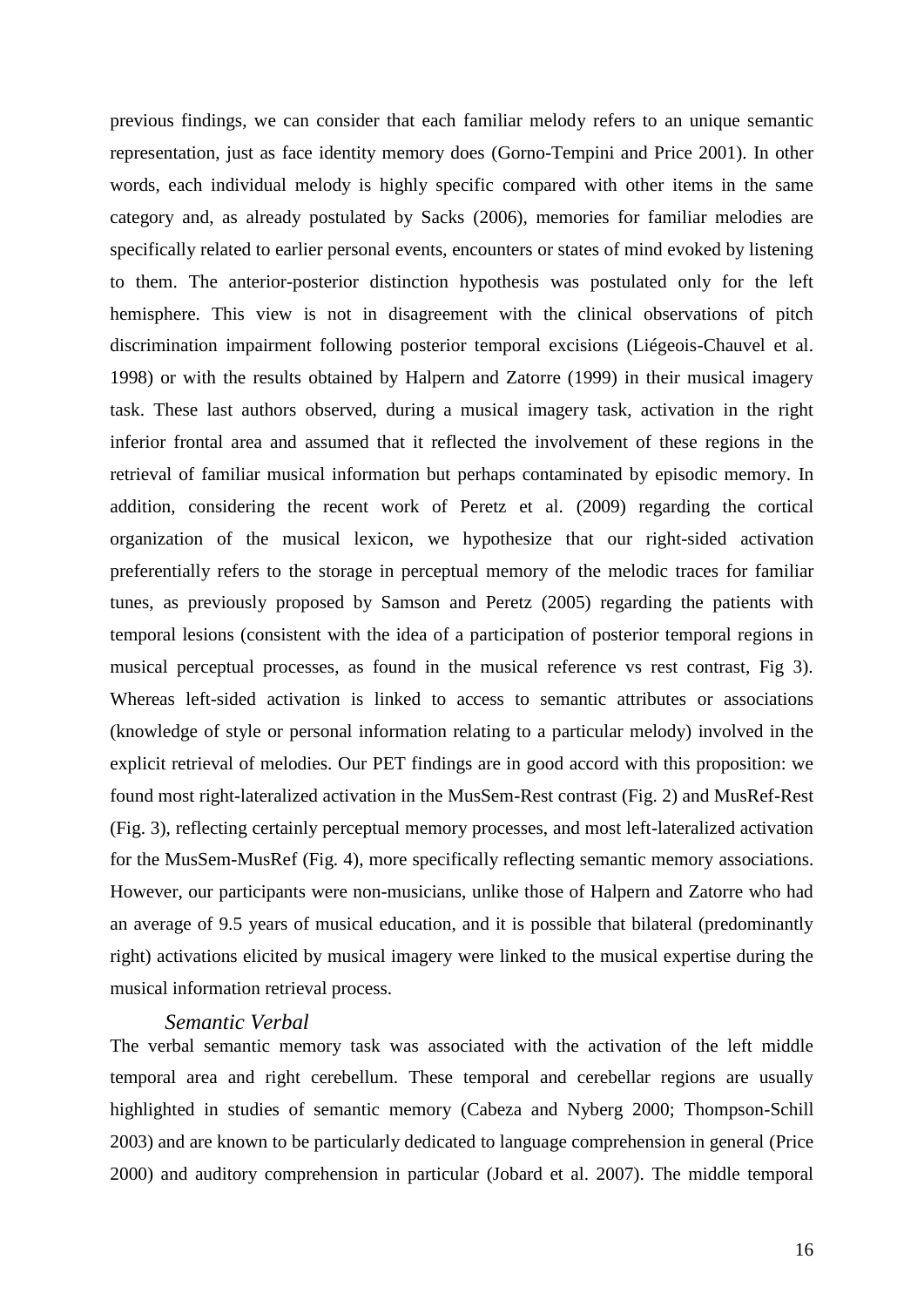previous findings, we can consider that each familiar melody refers to an unique semantic representation, just as face identity memory does (Gorno-Tempini and Price 2001). In other words, each individual melody is highly specific compared with other items in the same category and, as already postulated by Sacks (2006), memories for familiar melodies are specifically related to earlier personal events, encounters or states of mind evoked by listening to them. The anterior-posterior distinction hypothesis was postulated only for the left hemisphere. This view is not in disagreement with the clinical observations of pitch discrimination impairment following posterior temporal excisions (Liégeois-Chauvel et al. 1998) or with the results obtained by Halpern and Zatorre (1999) in their musical imagery task. These last authors observed, during a musical imagery task, activation in the right inferior frontal area and assumed that it reflected the involvement of these regions in the retrieval of familiar musical information but perhaps contaminated by episodic memory. In addition, considering the recent work of Peretz et al. (2009) regarding the cortical organization of the musical lexicon, we hypothesize that our right-sided activation preferentially refers to the storage in perceptual memory of the melodic traces for familiar tunes, as previously proposed by Samson and Peretz (2005) regarding the patients with temporal lesions (consistent with the idea of a participation of posterior temporal regions in musical perceptual processes, as found in the musical reference vs rest contrast, Fig 3). Whereas left-sided activation is linked to access to semantic attributes or associations (knowledge of style or personal information relating to a particular melody) involved in the explicit retrieval of melodies. Our PET findings are in good accord with this proposition: we found most right-lateralized activation in the MusSem-Rest contrast (Fig. 2) and MusRef-Rest (Fig. 3), reflecting certainly perceptual memory processes, and most left-lateralized activation for the MusSem-MusRef (Fig. 4), more specifically reflecting semantic memory associations. However, our participants were non-musicians, unlike those of Halpern and Zatorre who had an average of 9.5 years of musical education, and it is possible that bilateral (predominantly right) activations elicited by musical imagery were linked to the musical expertise during the musical information retrieval process.

### *Semantic Verbal*

The verbal semantic memory task was associated with the activation of the left middle temporal area and right cerebellum. These temporal and cerebellar regions are usually highlighted in studies of semantic memory (Cabeza and Nyberg 2000; Thompson-Schill 2003) and are known to be particularly dedicated to language comprehension in general (Price 2000) and auditory comprehension in particular (Jobard et al. 2007). The middle temporal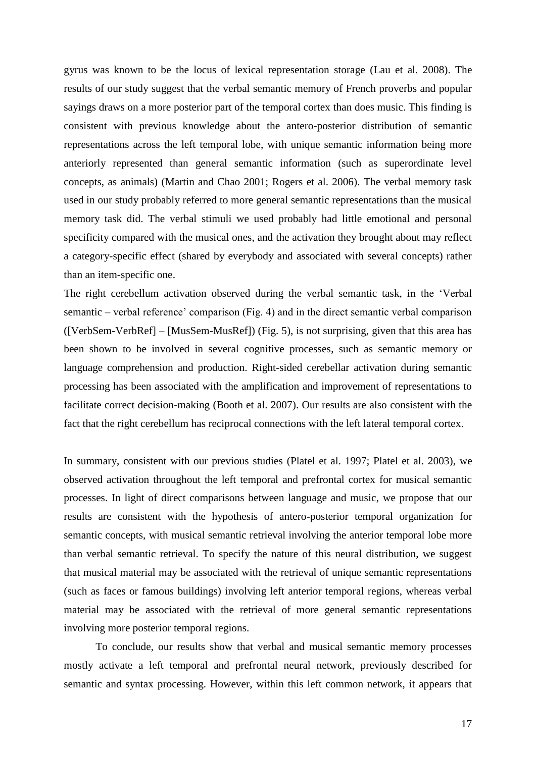gyrus was known to be the locus of lexical representation storage (Lau et al. 2008). The results of our study suggest that the verbal semantic memory of French proverbs and popular sayings draws on a more posterior part of the temporal cortex than does music. This finding is consistent with previous knowledge about the antero-posterior distribution of semantic representations across the left temporal lobe, with unique semantic information being more anteriorly represented than general semantic information (such as superordinate level concepts, as animals) (Martin and Chao 2001; Rogers et al. 2006). The verbal memory task used in our study probably referred to more general semantic representations than the musical memory task did. The verbal stimuli we used probably had little emotional and personal specificity compared with the musical ones, and the activation they brought about may reflect a category-specific effect (shared by everybody and associated with several concepts) rather than an item-specific one.

The right cerebellum activation observed during the verbal semantic task, in the 'Verbal semantic – verbal reference' comparison (Fig. 4) and in the direct semantic verbal comparison ([VerbSem-VerbRef] – [MusSem-MusRef]) (Fig. 5), is not surprising, given that this area has been shown to be involved in several cognitive processes, such as semantic memory or language comprehension and production. Right-sided cerebellar activation during semantic processing has been associated with the amplification and improvement of representations to facilitate correct decision-making (Booth et al. 2007). Our results are also consistent with the fact that the right cerebellum has reciprocal connections with the left lateral temporal cortex.

In summary, consistent with our previous studies (Platel et al. 1997; Platel et al. 2003), we observed activation throughout the left temporal and prefrontal cortex for musical semantic processes. In light of direct comparisons between language and music, we propose that our results are consistent with the hypothesis of antero-posterior temporal organization for semantic concepts, with musical semantic retrieval involving the anterior temporal lobe more than verbal semantic retrieval. To specify the nature of this neural distribution, we suggest that musical material may be associated with the retrieval of unique semantic representations (such as faces or famous buildings) involving left anterior temporal regions, whereas verbal material may be associated with the retrieval of more general semantic representations involving more posterior temporal regions.

To conclude, our results show that verbal and musical semantic memory processes mostly activate a left temporal and prefrontal neural network, previously described for semantic and syntax processing. However, within this left common network, it appears that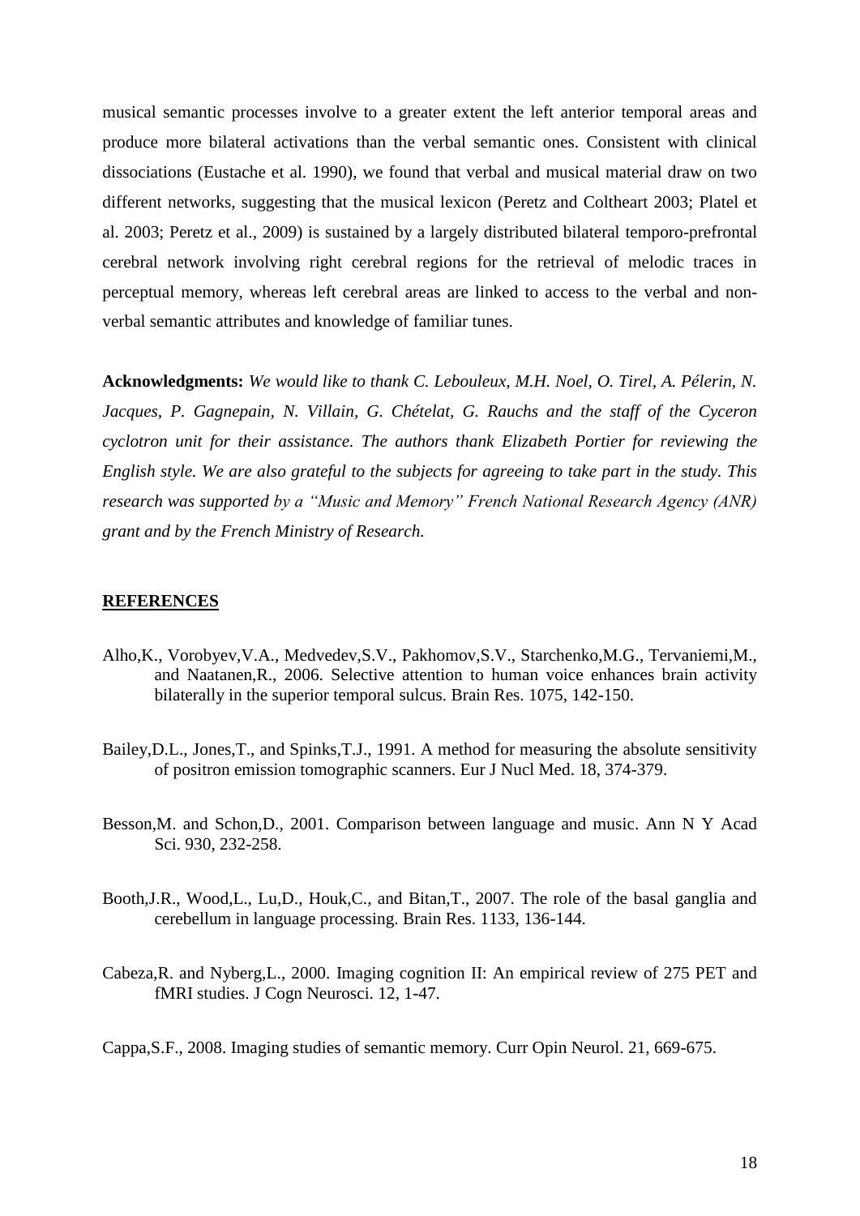musical semantic processes involve to a greater extent the left anterior temporal areas and produce more bilateral activations than the verbal semantic ones. Consistent with clinical dissociations (Eustache et al. 1990), we found that verbal and musical material draw on two different networks, suggesting that the musical lexicon (Peretz and Coltheart 2003; Platel et al. 2003; Peretz et al., 2009) is sustained by a largely distributed bilateral temporo-prefrontal cerebral network involving right cerebral regions for the retrieval of melodic traces in perceptual memory, whereas left cerebral areas are linked to access to the verbal and non-verbal semantic attributes and knowledge of familiar tunes.

**Acknowledgments:** *We would like to thank C. Lebouleux, M.H. Noel, O. Tirel, A. Pélerin, N. Jacques, P. Gagnepain, N. Villain, G. Chételat, G. Rauchs and the staff of the Cyceron cyclotron unit for their assistance. The authors thank Elizabeth Portier for reviewing the English style. We are also grateful to the subjects for agreeing to take part in the study. This research was supported by a "Music and Memory" French National Research Agency (ANR) grant and by the French Ministry of Research.*

## REFERENCES

Alho,K., Vorobyev,V.A., Medvedev,S.V., Pakhomov,S.V., Starchenko,M.G., Tervaniemi,M., and Naatanen,R., 2006. Selective attention to human voice enhances brain activity bilaterally in the superior temporal sulcus. Brain Res. 1075, 142-150.

Bailey,D.L., Jones,T., and Spinks,T.J., 1991. A method for measuring the absolute sensitivity of positron emission tomographic scanners. Eur J Nucl Med. 18, 374-379.

Besson,M. and Schon,D., 2001. Comparison between language and music. Ann N Y Acad Sci. 930, 232-258.

Booth,J.R., Wood,L., Lu,D., Houk,C., and Bitan,T., 2007. The role of the basal ganglia and cerebellum in language processing. Brain Res. 1133, 136-144.

Cabeza,R. and Nyberg,L., 2000. Imaging cognition II: An empirical review of 275 PET and fMRI studies. J Cogn Neurosci. 12, 1-47.

Cappa,S.F., 2008. Imaging studies of semantic memory. Curr Opin Neurol. 21, 669-675.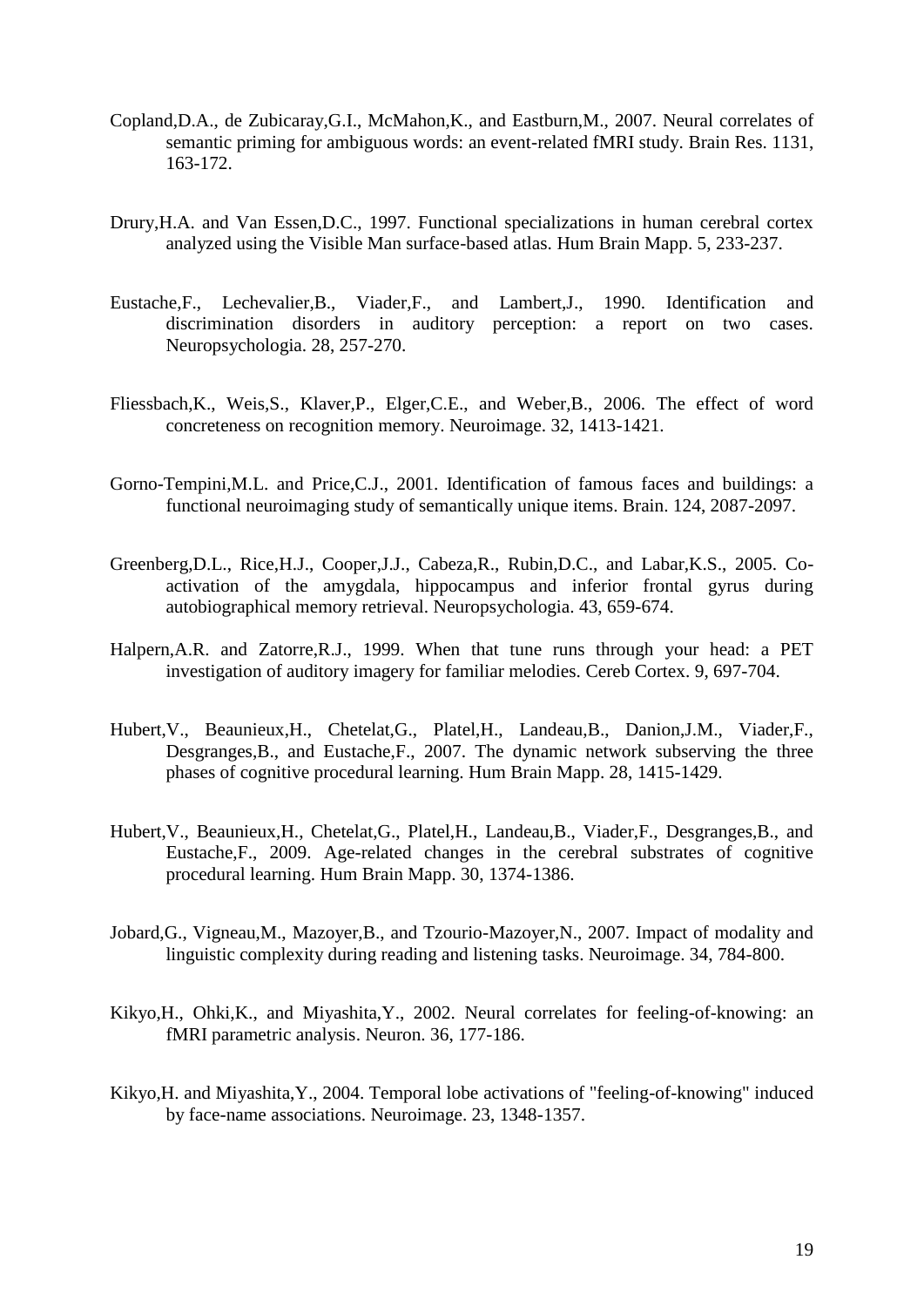Copland,D.A., de Zubicaray,G.I., McMahon,K., and Eastburn,M., 2007. Neural correlates of semantic priming for ambiguous words: an event-related fMRI study. Brain Res. 1131, 163-172.

Drury,H.A. and Van Essen,D.C., 1997. Functional specializations in human cerebral cortex analyzed using the Visible Man surface-based atlas. Hum Brain Mapp. 5, 233-237.

Eustache,F., Lechevalier,B., Viader,F., and Lambert,J., 1990. Identification and discrimination disorders in auditory perception: a report on two cases. Neuropsychologia. 28, 257-270.

Fliessbach,K., Weis,S., Klaver,P., Elger,C.E., and Weber,B., 2006. The effect of word concreteness on recognition memory. Neuroimage. 32, 1413-1421.

Gorno-Tempini,M.L. and Price,C.J., 2001. Identification of famous faces and buildings: a functional neuroimaging study of semantically unique items. Brain. 124, 2087-2097.

Greenberg,D.L., Rice,H.J., Cooper,J.J., Cabeza,R., Rubin,D.C., and Labar,K.S., 2005. Co-activation of the amygdala, hippocampus and inferior frontal gyrus during autobiographical memory retrieval. Neuropsychologia. 43, 659-674.

Halpern,A.R. and Zatorre,R.J., 1999. When that tune runs through your head: a PET investigation of auditory imagery for familiar melodies. Cereb Cortex. 9, 697-704.

Hubert,V., Beaunieux,H., Chetelat,G., Platel,H., Landeau,B., Danion,J.M., Viader,F., Desgranges,B., and Eustache,F., 2007. The dynamic network subserving the three phases of cognitive procedural learning. Hum Brain Mapp. 28, 1415-1429.

Hubert,V., Beaunieux,H., Chetelat,G., Platel,H., Landeau,B., Viader,F., Desgranges,B., and Eustache,F., 2009. Age-related changes in the cerebral substrates of cognitive procedural learning. Hum Brain Mapp. 30, 1374-1386.

Jobard,G., Vigneau,M., Mazoyer,B., and Tzourio-Mazoyer,N., 2007. Impact of modality and linguistic complexity during reading and listening tasks. Neuroimage. 34, 784-800.

Kikyo,H., Ohki,K., and Miyashita,Y., 2002. Neural correlates for feeling-of-knowing: an fMRI parametric analysis. Neuron. 36, 177-186.

Kikyo,H. and Miyashita,Y., 2004. Temporal lobe activations of "feeling-of-knowing" induced by face-name associations. Neuroimage. 23, 1348-1357.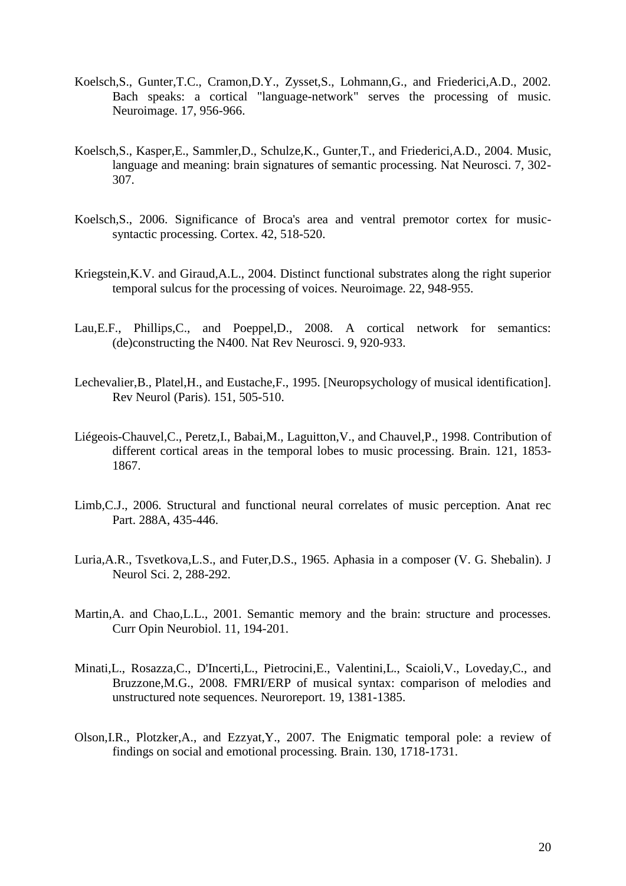Koelsch,S., Gunter,T.C., Cramon,D.Y., Zysset,S., Lohmann,G., and Friederici,A.D., 2002. Bach speaks: a cortical "language-network" serves the processing of music. Neuroimage. 17, 956-966.

Koelsch,S., Kasper,E., Sammler,D., Schulze,K., Gunter,T., and Friederici,A.D., 2004. Music, language and meaning: brain signatures of semantic processing. Nat Neurosci. 7, 302-307.

Koelsch,S., 2006. Significance of Broca's area and ventral premotor cortex for music-syntactic processing. Cortex. 42, 518-520.

Kriegstein,K.V. and Giraud,A.L., 2004. Distinct functional substrates along the right superior temporal sulcus for the processing of voices. Neuroimage. 22, 948-955.

Lau,E.F., Phillips,C., and Poeppel,D., 2008. A cortical network for semantics: (de)constructing the N400. Nat Rev Neurosci. 9, 920-933.

Lechevalier,B., Platel,H., and Eustache,F., 1995. [Neuropsychology of musical identification]. Rev Neurol (Paris). 151, 505-510.

Liégeois-Chauvel,C., Peretz,I., Babai,M., Laguitton,V., and Chauvel,P., 1998. Contribution of different cortical areas in the temporal lobes to music processing. Brain. 121, 1853-1867.

Limb,C.J., 2006. Structural and functional neural correlates of music perception. Anat rec Part. 288A, 435-446.

Luria,A.R., Tsvetkova,L.S., and Futer,D.S., 1965. Aphasia in a composer (V. G. Shebalin). J Neurol Sci. 2, 288-292.

Martin,A. and Chao,L.L., 2001. Semantic memory and the brain: structure and processes. Curr Opin Neurobiol. 11, 194-201.

Minati,L., Rosazza,C., D'Incerti,L., Pietrocini,E., Valentini,L., Scaioli,V., Loveday,C., and Bruzzone,M.G., 2008. FMRI/ERP of musical syntax: comparison of melodies and unstructured note sequences. Neuroreport. 19, 1381-1385.

Olson,I.R., Plotzker,A., and Ezzyat,Y., 2007. The Enigmatic temporal pole: a review of findings on social and emotional processing. Brain. 130, 1718-1731.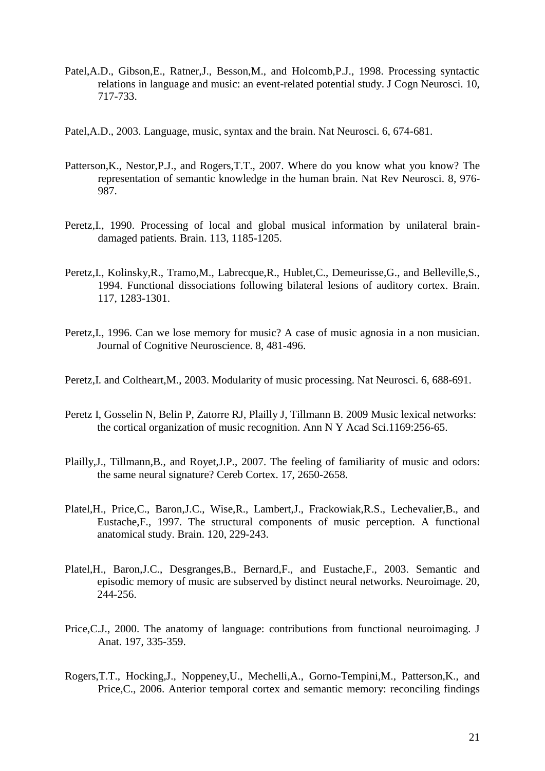Patel,A.D., Gibson,E., Ratner,J., Besson,M., and Holcomb,P.J., 1998. Processing syntactic relations in language and music: an event-related potential study. J Cogn Neurosci. 10, 717-733.

Patel,A.D., 2003. Language, music, syntax and the brain. Nat Neurosci. 6, 674-681.

Patterson,K., Nestor,P.J., and Rogers,T.T., 2007. Where do you know what you know? The representation of semantic knowledge in the human brain. Nat Rev Neurosci. 8, 976-987.

Peretz,I., 1990. Processing of local and global musical information by unilateral brain-damaged patients. Brain. 113, 1185-1205.

Peretz,I., Kolinsky,R., Tramo,M., Labrecque,R., Hublet,C., Demeurisse,G., and Belleville,S., 1994. Functional dissociations following bilateral lesions of auditory cortex. Brain. 117, 1283-1301.

Peretz,I., 1996. Can we lose memory for music? A case of music agnosia in a non musician. Journal of Cognitive Neuroscience. 8, 481-496.

Peretz,I. and Coltheart,M., 2003. Modularity of music processing. Nat Neurosci. 6, 688-691.

Peretz I, Gosselin N, Belin P, Zatorre RJ, Plailly J, Tillmann B. 2009 Music lexical networks: the cortical organization of music recognition. Ann N Y Acad Sci.1169:256-65.

Plailly,J., Tillmann,B., and Royet,J.P., 2007. The feeling of familiarity of music and odors: the same neural signature? Cereb Cortex. 17, 2650-2658.

Platel,H., Price,C., Baron,J.C., Wise,R., Lambert,J., Frackowiak,R.S., Lechevalier,B., and Eustache,F., 1997. The structural components of music perception. A functional anatomical study. Brain. 120, 229-243.

Platel,H., Baron,J.C., Desgranges,B., Bernard,F., and Eustache,F., 2003. Semantic and episodic memory of music are subserved by distinct neural networks. Neuroimage. 20, 244-256.

Price,C.J., 2000. The anatomy of language: contributions from functional neuroimaging. J Anat. 197, 335-359.

Rogers,T.T., Hocking,J., Noppeney,U., Mechelli,A., Gorno-Tempini,M., Patterson,K., and Price,C., 2006. Anterior temporal cortex and semantic memory: reconciling findings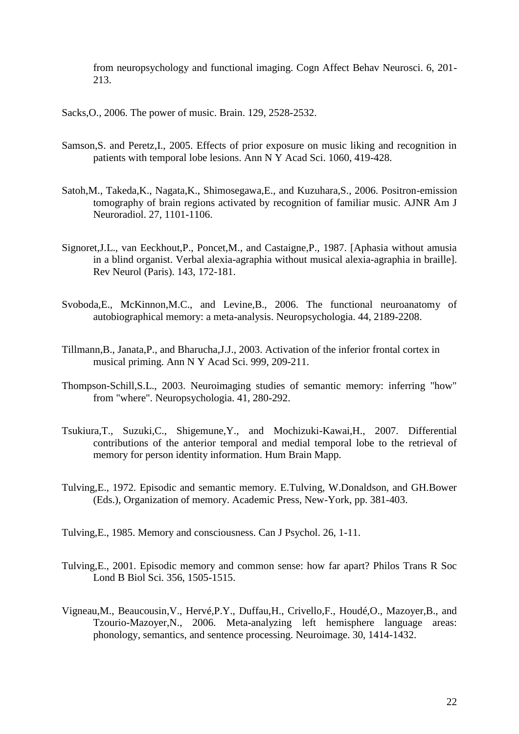from neuropsychology and functional imaging. Cogn Affect Behav Neurosci. 6, 201-213.

Sacks,O., 2006. The power of music. Brain. 129, 2528-2532.

Samson,S. and Peretz,I., 2005. Effects of prior exposure on music liking and recognition in patients with temporal lobe lesions. Ann N Y Acad Sci. 1060, 419-428.

Satoh,M., Takeda,K., Nagata,K., Shimosegawa,E., and Kuzuhara,S., 2006. Positron-emission tomography of brain regions activated by recognition of familiar music. AJNR Am J Neuroradiol. 27, 1101-1106.

Signoret,J.L., van Eeckhout,P., Poncet,M., and Castaigne,P., 1987. [Aphasia without amusia in a blind organist. Verbal alexia-agraphia without musical alexia-agraphia in braille]. Rev Neurol (Paris). 143, 172-181.

Svoboda,E., McKinnon,M.C., and Levine,B., 2006. The functional neuroanatomy of autobiographical memory: a meta-analysis. Neuropsychologia. 44, 2189-2208.

Tillmann,B., Janata,P., and Bharucha,J.J., 2003. Activation of the inferior frontal cortex in musical priming. Ann N Y Acad Sci. 999, 209-211.

Thompson-Schill,S.L., 2003. Neuroimaging studies of semantic memory: inferring "how" from "where". Neuropsychologia. 41, 280-292.

Tsukiura,T., Suzuki,C., Shigemune,Y., and Mochizuki-Kawai,H., 2007. Differential contributions of the anterior temporal and medial temporal lobe to the retrieval of memory for person identity information. Hum Brain Mapp.

Tulving,E., 1972. Episodic and semantic memory. E.Tulving, W.Donaldson, and GH.Bower (Eds.), Organization of memory. Academic Press, New-York, pp. 381-403.

Tulving,E., 1985. Memory and consciousness. Can J Psychol. 26, 1-11.

Tulving,E., 2001. Episodic memory and common sense: how far apart? Philos Trans R Soc Lond B Biol Sci. 356, 1505-1515.

Vigneau,M., Beaucousin,V., Hervé,P.Y., Duffau,H., Crivello,F., Houdé,O., Mazoyer,B., and Tzourio-Mazoyer,N., 2006. Meta-analyzing left hemisphere language areas: phonology, semantics, and sentence processing. Neuroimage. 30, 1414-1432.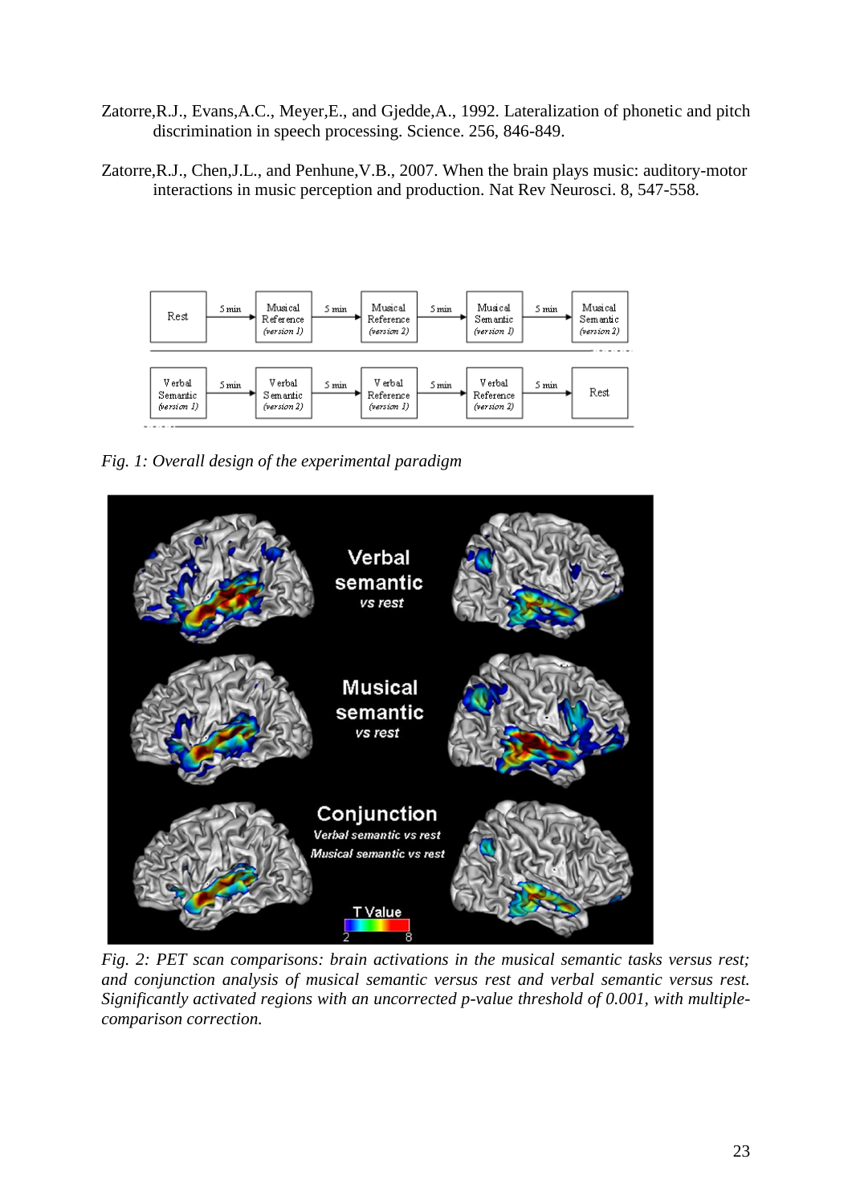Zatorre,R.J., Evans,A.C., Meyer,E., and Gjedde,A., 1992. Lateralization of phonetic and pitch discrimination in speech processing. Science. 256, 846-849.

Zatorre,R.J., Chen,J.L., and Penhune,V.B., 2007. When the brain plays music: auditory-motor interactions in music perception and production. Nat Rev Neurosci. 8, 547-558.

*Fig. 1: Overall design of the experimental paradigm*

*Fig. 2: PET scan comparisons: brain activations in the musical semantic tasks versus rest; and conjunction analysis of musical semantic versus rest and verbal semantic versus rest. Significantly activated regions with an uncorrected p-value threshold of 0.001, with multiple-comparison correction.*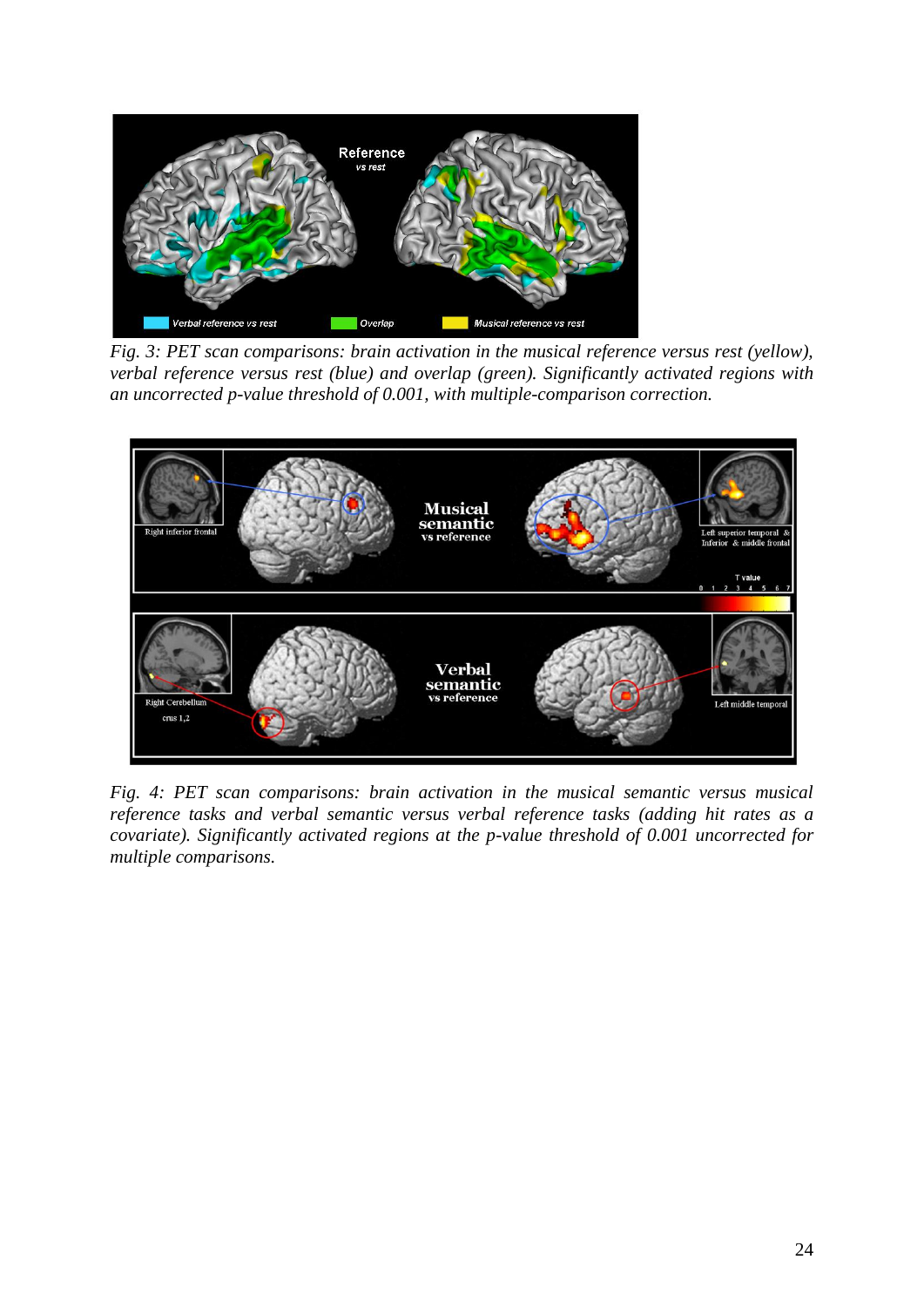*Fig. 3: PET scan comparisons: brain activation in the musical reference versus rest (yellow), verbal reference versus rest (blue) and overlap (green). Significantly activated regions with an uncorrected p-value threshold of 0.001, with multiple-comparison correction.*

*Fig. 4: PET scan comparisons: brain activation in the musical semantic versus musical reference tasks and verbal semantic versus verbal reference tasks (adding hit rates as a covariate). Significantly activated regions at the p-value threshold of 0.001 uncorrected for multiple comparisons.*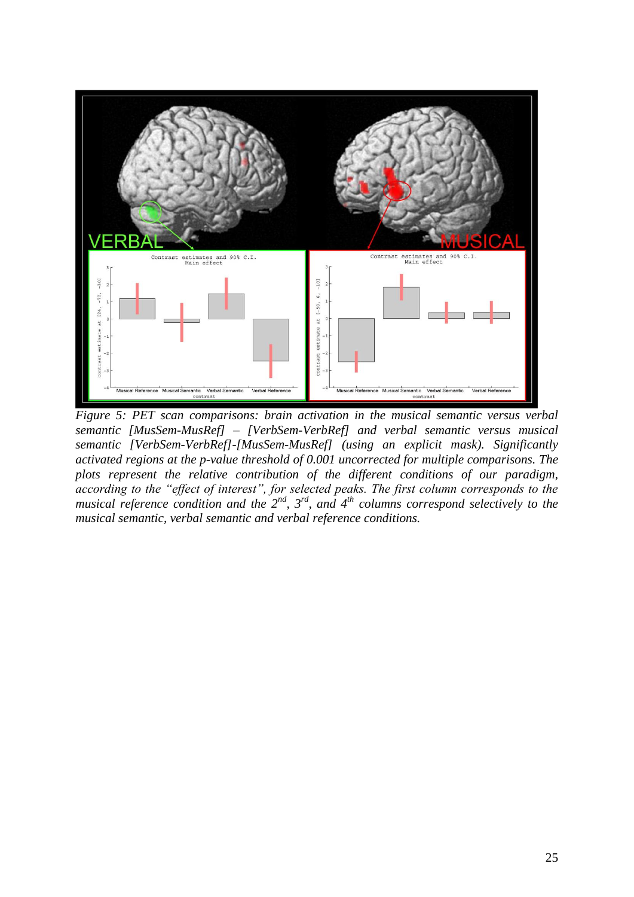*Figure 5: PET scan comparisons: brain activation in the musical semantic versus verbal semantic [MusSem-MusRef] – [VerbSem-VerbRef] and verbal semantic versus musical semantic [VerbSem-VerbRef]-[MusSem-MusRef] (using an explicit mask). Significantly activated regions at the p-value threshold of 0.001 uncorrected for multiple comparisons. The plots represent the relative contribution of the different conditions of our paradigm, according to the "effect of interest", for selected peaks. The first column corresponds to the musical reference condition and the 2nd, 3rd, and 4th columns correspond selectively to the musical semantic, verbal semantic and verbal reference conditions.*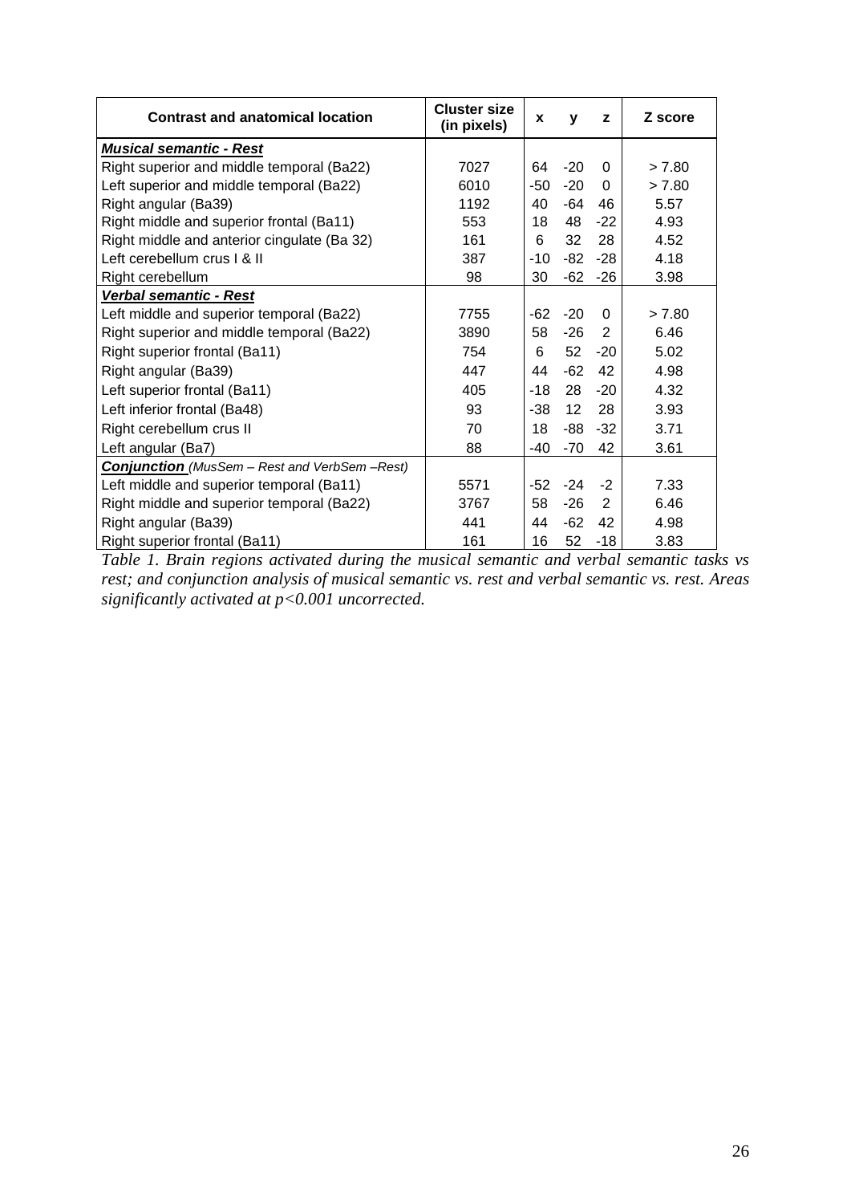| Contrast and anatomical location | Cluster size (in pixels) | x | y | z | Z score |
|---|---|---|---|---|---|
| ***Musical semantic - Rest*** | | | | | |
| Right superior and middle temporal (Ba22) | 7027 | 64 | -20 | 0 | > 7.80 |
| Left superior and middle temporal (Ba22) | 6010 | -50 | -20 | 0 | > 7.80 |
| Right angular (Ba39) | 1192 | 40 | -64 | 46 | 5.57 |
| Right middle and superior frontal (Ba11) | 553 | 18 | 48 | -22 | 4.93 |
| Right middle and anterior cingulate (Ba 32) | 161 | 6 | 32 | 28 | 4.52 |
| Left cerebellum crus I & II | 387 | -10 | -82 | -28 | 4.18 |
| Right cerebellum | 98 | 30 | -62 | -26 | 3.98 |
| ***Verbal semantic - Rest*** | | | | | |
| Left middle and superior temporal (Ba22) | 7755 | -62 | -20 | 0 | > 7.80 |
| Right superior and middle temporal (Ba22) | 3890 | 58 | -26 | 2 | 6.46 |
| Right superior frontal (Ba11) | 754 | 6 | 52 | -20 | 5.02 |
| Right angular (Ba39) | 447 | 44 | -62 | 42 | 4.98 |
| Left superior frontal (Ba11) | 405 | -18 | 28 | -20 | 4.32 |
| Left inferior frontal (Ba48) | 93 | -38 | 12 | 28 | 3.93 |
| Right cerebellum crus II | 70 | 18 | -88 | -32 | 3.71 |
| Left angular (Ba7) | 88 | -40 | -70 | 42 | 3.61 |
| ***Conjunction*** *(MusSem – Rest and VerbSem –Rest)* | | | | | |
| Left middle and superior temporal (Ba11) | 5571 | -52 | -24 | -2 | 7.33 |
| Right middle and superior temporal (Ba22) | 3767 | 58 | -26 | 2 | 6.46 |
| Right angular (Ba39) | 441 | 44 | -62 | 42 | 4.98 |
| Right superior frontal (Ba11) | 161 | 16 | 52 | -18 | 3.83 |

*Table 1. Brain regions activated during the musical semantic and verbal semantic tasks vs rest; and conjunction analysis of musical semantic vs. rest and verbal semantic vs. rest. Areas significantly activated at $p<0.001$ uncorrected.*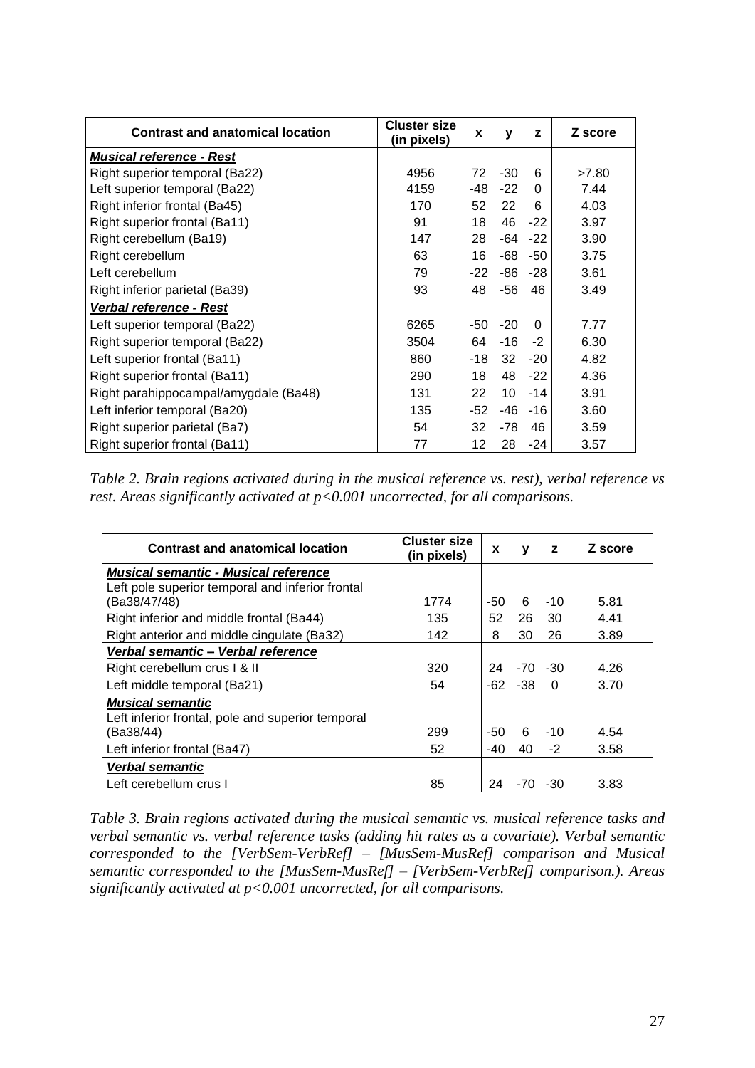| Contrast and anatomical location | Cluster size (in pixels) | x | y | z | Z score |
|---|---|---|---|---|---|
| ***Musical reference - Rest*** | | | | | |
| Right superior temporal (Ba22) | 4956 | 72 | -30 | 6 | >7.80 |
| Left superior temporal (Ba22) | 4159 | -48 | -22 | 0 | 7.44 |
| Right inferior frontal (Ba45) | 170 | 52 | 22 | 6 | 4.03 |
| Right superior frontal (Ba11) | 91 | 18 | 46 | -22 | 3.97 |
| Right cerebellum (Ba19) | 147 | 28 | -64 | -22 | 3.90 |
| Right cerebellum | 63 | 16 | -68 | -50 | 3.75 |
| Left cerebellum | 79 | -22 | -86 | -28 | 3.61 |
| Right inferior parietal (Ba39) | 93 | 48 | -56 | 46 | 3.49 |
| ***Verbal reference - Rest*** | | | | | |
| Left superior temporal (Ba22) | 6265 | -50 | -20 | 0 | 7.77 |
| Right superior temporal (Ba22) | 3504 | 64 | -16 | -2 | 6.30 |
| Left superior frontal (Ba11) | 860 | -18 | 32 | -20 | 4.82 |
| Right superior frontal (Ba11) | 290 | 18 | 48 | -22 | 4.36 |
| Right parahippocampal/amygdale (Ba48) | 131 | 22 | 10 | -14 | 3.91 |
| Left inferior temporal (Ba20) | 135 | -52 | -46 | -16 | 3.60 |
| Right superior parietal (Ba7) | 54 | 32 | -78 | 46 | 3.59 |
| Right superior frontal (Ba11) | 77 | 12 | 28 | -24 | 3.57 |

*Table 2. Brain regions activated during in the musical reference vs. rest), verbal reference vs rest. Areas significantly activated at p<0.001 uncorrected, for all comparisons.*

| Contrast and anatomical location | Cluster size (in pixels) | x | y | z | Z score |
|---|---|---|---|---|---|
| ***Musical semantic - Musical reference*** | | | | | |
| Left pole superior temporal and inferior frontal (Ba38/47/48) | 1774 | -50 | 6 | -10 | 5.81 |
| Right inferior and middle frontal (Ba44) | 135 | 52 | 26 | 30 | 4.41 |
| Right anterior and middle cingulate (Ba32) | 142 | 8 | 30 | 26 | 3.89 |
| ***Verbal semantic – Verbal reference*** | | | | | |
| Right cerebellum crus I & II | 320 | 24 | -70 | -30 | 4.26 |
| Left middle temporal (Ba21) | 54 | -62 | -38 | 0 | 3.70 |
| ***Musical semantic*** | | | | | |
| Left inferior frontal, pole and superior temporal (Ba38/44) | 299 | -50 | 6 | -10 | 4.54 |
| Left inferior frontal (Ba47) | 52 | -40 | 40 | -2 | 3.58 |
| ***Verbal semantic*** | | | | | |
| Left cerebellum crus I | 85 | 24 | -70 | -30 | 3.83 |

*Table 3. Brain regions activated during the musical semantic vs. musical reference tasks and verbal semantic vs. verbal reference tasks (adding hit rates as a covariate). Verbal semantic corresponded to the [VerbSem-VerbRef] – [MusSem-MusRef] comparison and Musical semantic corresponded to the [MusSem-MusRef] – [VerbSem-VerbRef] comparison.). Areas significantly activated at p<0.001 uncorrected, for all comparisons.*